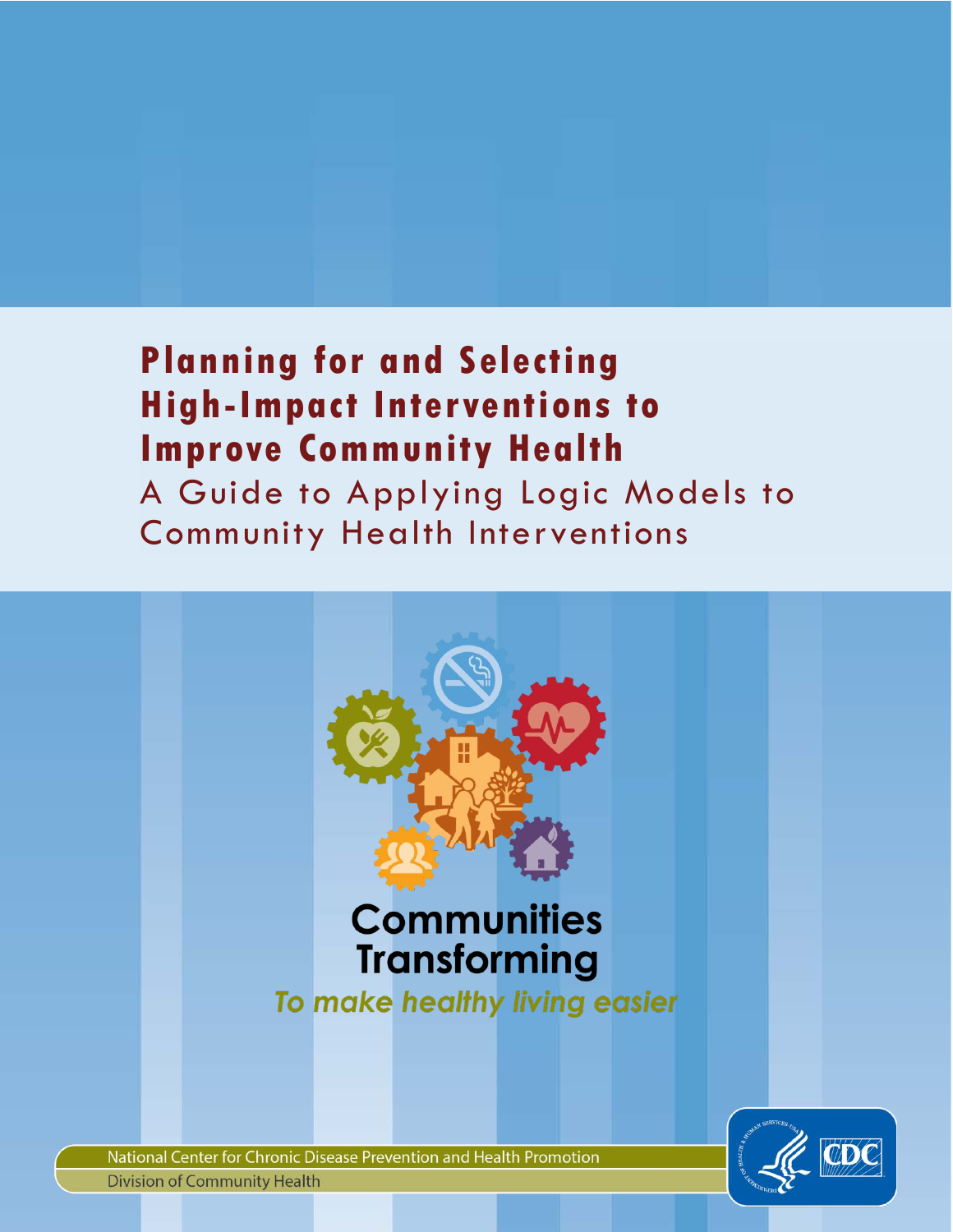# Planning for and Selecting High-Impact Interventions to Improve Community Health

## A Guide to Applying Logic Models to Community Health Interventions

Communities Transforming

*To make healthy living easier*

National Center for Chronic Disease Prevention and Health Promotion

Division of Community Health

CDC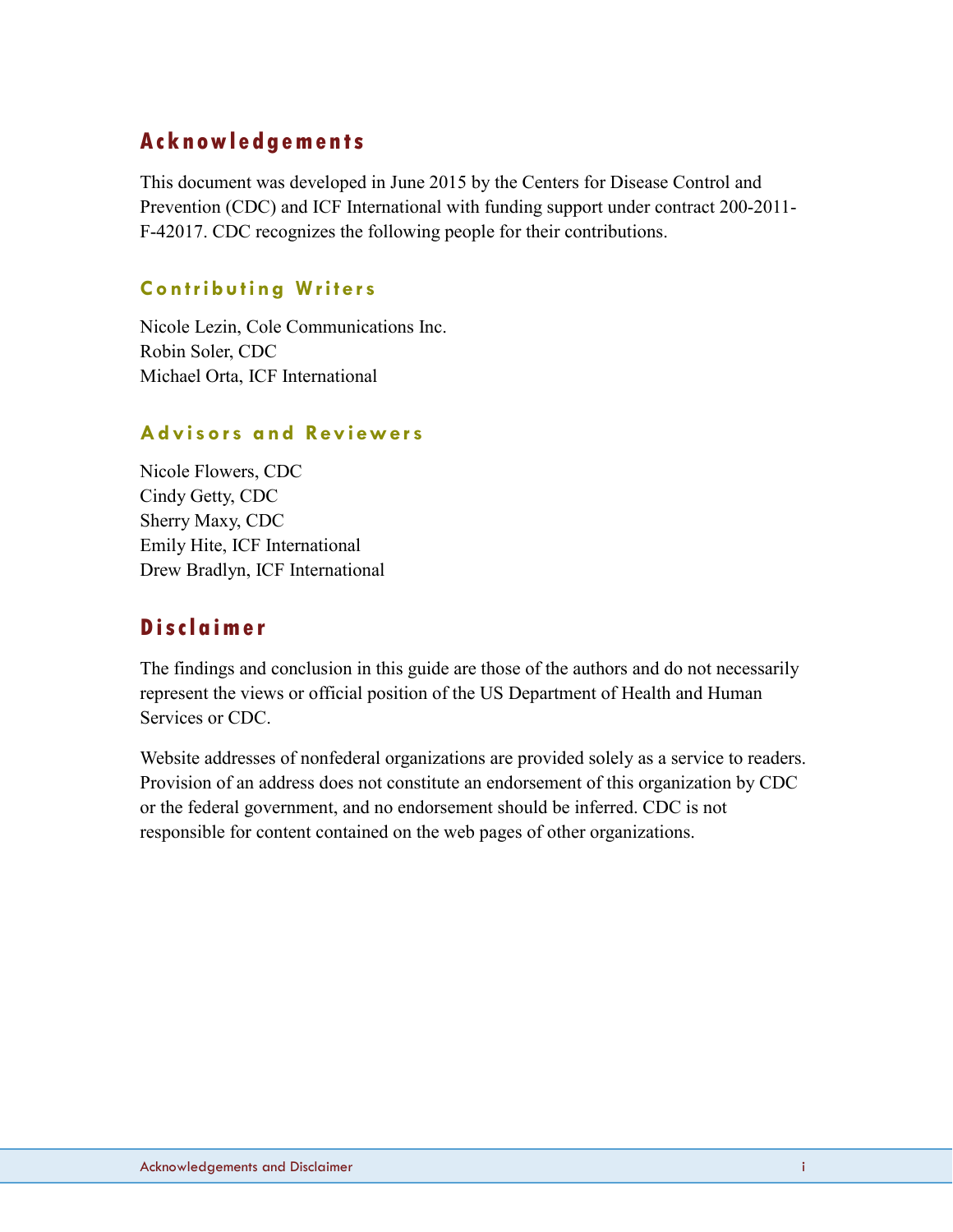## Acknowledgements

This document was developed in June 2015 by the Centers for Disease Control and Prevention (CDC) and ICF International with funding support under contract 200-2011-F-42017. CDC recognizes the following people for their contributions.

### Contributing Writers

Nicole Lezin, Cole Communications Inc.
Robin Soler, CDC
Michael Orta, ICF International

### Advisors and Reviewers

Nicole Flowers, CDC
Cindy Getty, CDC
Sherry Maxy, CDC
Emily Hite, ICF International
Drew Bradlyn, ICF International

## Disclaimer

The findings and conclusion in this guide are those of the authors and do not necessarily represent the views or official position of the US Department of Health and Human Services or CDC.

Website addresses of nonfederal organizations are provided solely as a service to readers. Provision of an address does not constitute an endorsement of this organization by CDC or the federal government, and no endorsement should be inferred. CDC is not responsible for content contained on the web pages of other organizations.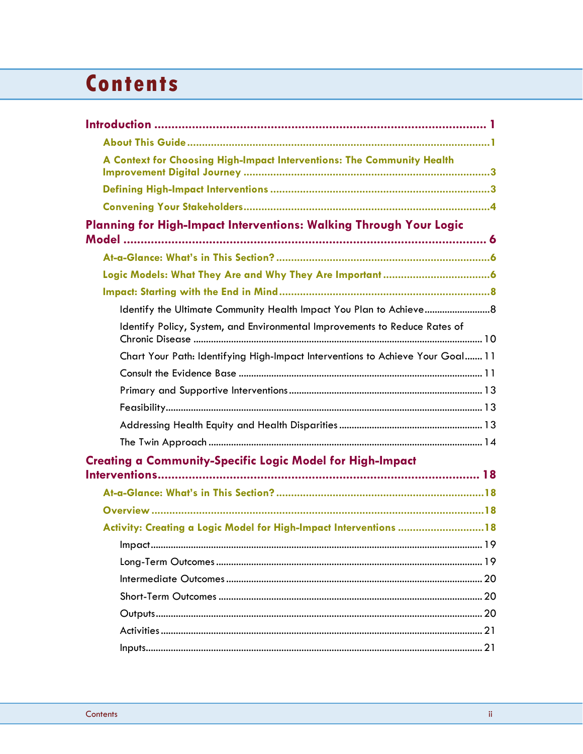# Contents

**Introduction** ..... 1

- **About This Guide** ..... 1
- **A Context for Choosing High-Impact Interventions: The Community Health Improvement Digital Journey** ..... 3
- **Defining High-Impact Interventions** ..... 3
- **Convening Your Stakeholders** ..... 4

**Planning for High-Impact Interventions: Walking Through Your Logic Model** ..... 6

- **At-a-Glance: What's in This Section?** ..... 6
- **Logic Models: What They Are and Why They Are Important** ..... 6
- **Impact: Starting with the End in Mind** ..... 8
  - Identify the Ultimate Community Health Impact You Plan to Achieve ..... 8
  - Identify Policy, System, and Environmental Improvements to Reduce Rates of Chronic Disease ..... 10
  - Chart Your Path: Identifying High-Impact Interventions to Achieve Your Goal ..... 11
  - Consult the Evidence Base ..... 11
  - Primary and Supportive Interventions ..... 13
  - Feasibility ..... 13
  - Addressing Health Equity and Health Disparities ..... 13
  - The Twin Approach ..... 14

**Creating a Community-Specific Logic Model for High-Impact Interventions** ..... 18

- **At-a-Glance: What's in This Section?** ..... 18
- **Overview** ..... 18
- **Activity: Creating a Logic Model for High-Impact Interventions** ..... 18
  - Impact ..... 19
  - Long-Term Outcomes ..... 19
  - Intermediate Outcomes ..... 20
  - Short-Term Outcomes ..... 20
  - Outputs ..... 20
  - Activities ..... 21
  - Inputs ..... 21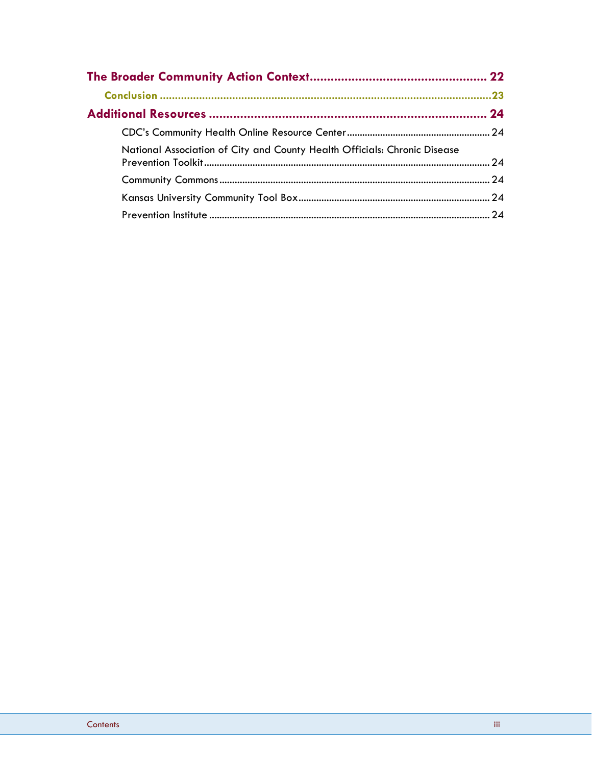**The Broader Community Action Context** ........ 22

**Conclusion** ........ 23

**Additional Resources** ........ 24

CDC's Community Health Online Resource Center ........ 24

National Association of City and County Health Officials: Chronic Disease Prevention Toolkit ........ 24

Community Commons ........ 24

Kansas University Community Tool Box ........ 24

Prevention Institute ........ 24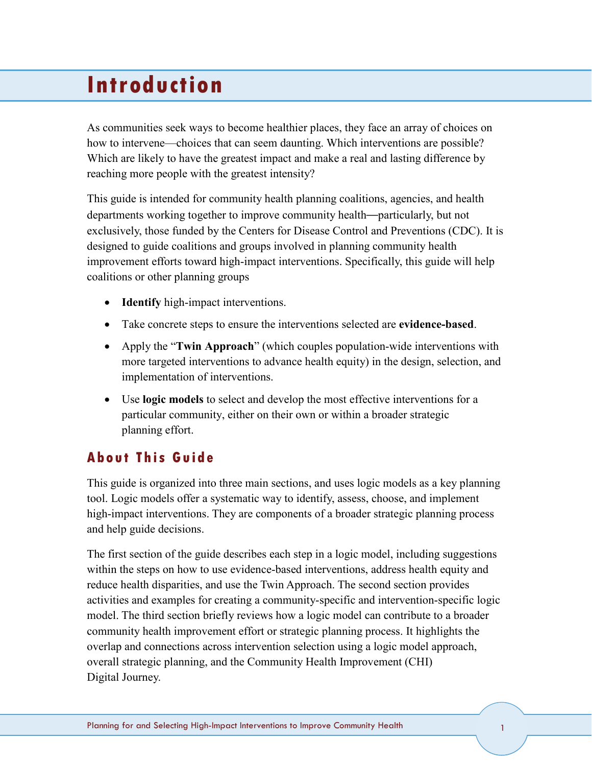# Introduction

As communities seek ways to become healthier places, they face an array of choices on how to intervene—choices that can seem daunting. Which interventions are possible? Which are likely to have the greatest impact and make a real and lasting difference by reaching more people with the greatest intensity?

This guide is intended for community health planning coalitions, agencies, and health departments working together to improve community health—particularly, but not exclusively, those funded by the Centers for Disease Control and Preventions (CDC). It is designed to guide coalitions and groups involved in planning community health improvement efforts toward high-impact interventions. Specifically, this guide will help coalitions or other planning groups

- **Identify** high-impact interventions.
- Take concrete steps to ensure the interventions selected are **evidence-based**.
- Apply the "**Twin Approach**" (which couples population-wide interventions with more targeted interventions to advance health equity) in the design, selection, and implementation of interventions.
- Use **logic models** to select and develop the most effective interventions for a particular community, either on their own or within a broader strategic planning effort.

## About This Guide

This guide is organized into three main sections, and uses logic models as a key planning tool. Logic models offer a systematic way to identify, assess, choose, and implement high-impact interventions. They are components of a broader strategic planning process and help guide decisions.

The first section of the guide describes each step in a logic model, including suggestions within the steps on how to use evidence-based interventions, address health equity and reduce health disparities, and use the Twin Approach. The second section provides activities and examples for creating a community-specific and intervention-specific logic model. The third section briefly reviews how a logic model can contribute to a broader community health improvement effort or strategic planning process. It highlights the overlap and connections across intervention selection using a logic model approach, overall strategic planning, and the Community Health Improvement (CHI) Digital Journey.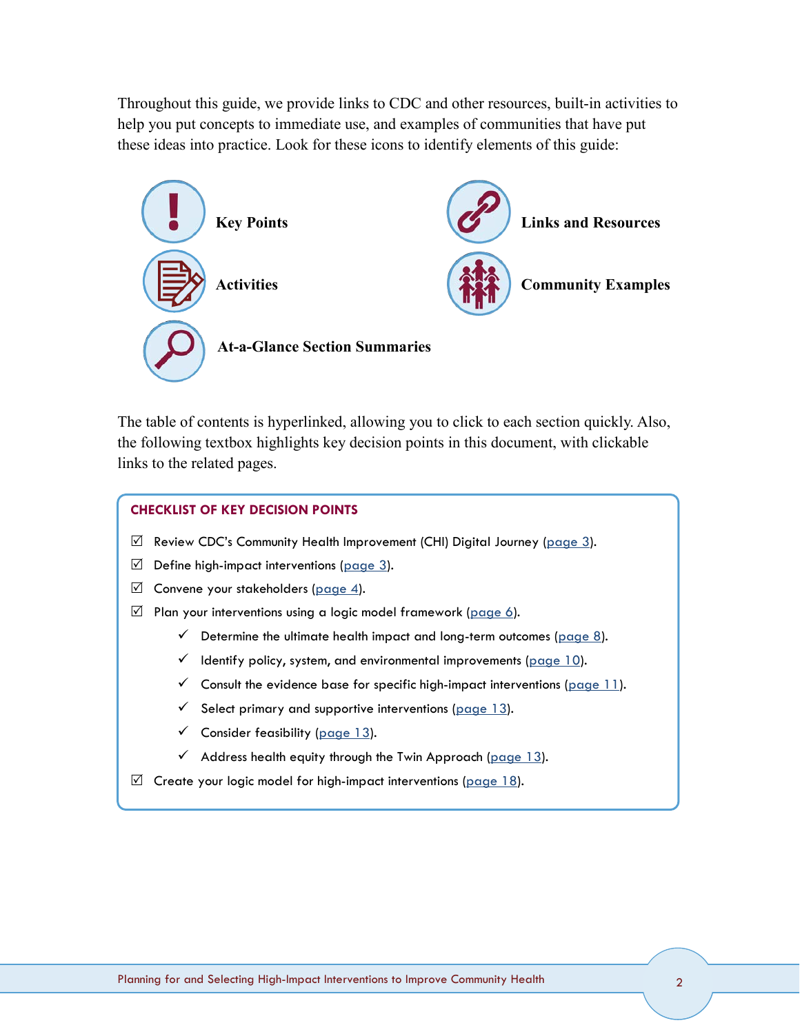Throughout this guide, we provide links to CDC and other resources, built-in activities to help you put concepts to immediate use, and examples of communities that have put these ideas into practice. Look for these icons to identify elements of this guide:

**Key Points**

**Links and Resources**

**Activities**

**Community Examples**

**At-a-Glance Section Summaries**

The table of contents is hyperlinked, allowing you to click to each section quickly. Also, the following textbox highlights key decision points in this document, with clickable links to the related pages.

**CHECKLIST OF KEY DECISION POINTS**

- ☑ Review CDC's Community Health Improvement (CHI) Digital Journey (page 3).
- ☑ Define high-impact interventions (page 3).
- ☑ Convene your stakeholders (page 4).
- ☑ Plan your interventions using a logic model framework (page 6).
  - ✓ Determine the ultimate health impact and long-term outcomes (page 8).
  - ✓ Identify policy, system, and environmental improvements (page 10).
  - ✓ Consult the evidence base for specific high-impact interventions (page 11).
  - ✓ Select primary and supportive interventions (page 13).
  - ✓ Consider feasibility (page 13).
  - ✓ Address health equity through the Twin Approach (page 13).
- ☑ Create your logic model for high-impact interventions (page 18).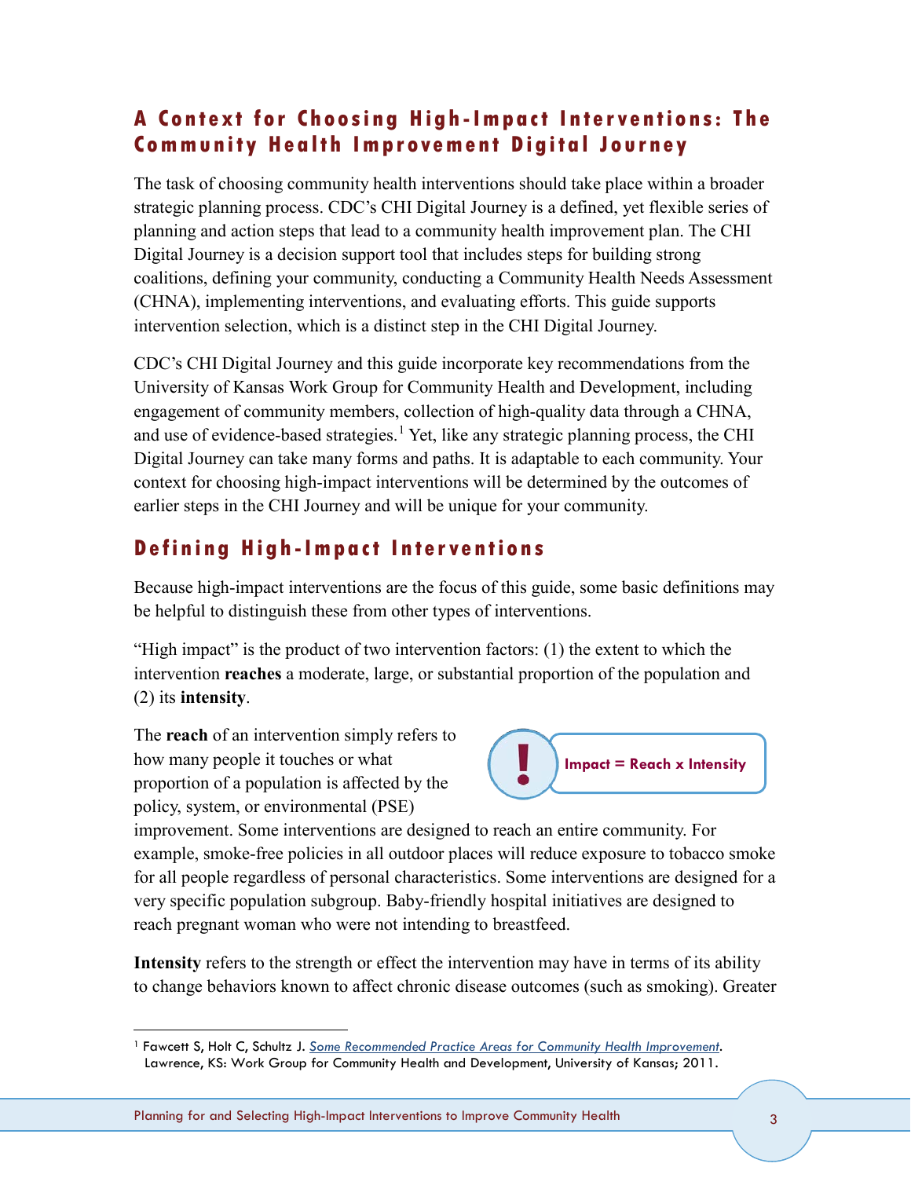## A Context for Choosing High-Impact Interventions: The Community Health Improvement Digital Journey

The task of choosing community health interventions should take place within a broader strategic planning process. CDC's CHI Digital Journey is a defined, yet flexible series of planning and action steps that lead to a community health improvement plan. The CHI Digital Journey is a decision support tool that includes steps for building strong coalitions, defining your community, conducting a Community Health Needs Assessment (CHNA), implementing interventions, and evaluating efforts. This guide supports intervention selection, which is a distinct step in the CHI Digital Journey.

CDC's CHI Digital Journey and this guide incorporate key recommendations from the University of Kansas Work Group for Community Health and Development, including engagement of community members, collection of high-quality data through a CHNA, and use of evidence-based strategies.[1] Yet, like any strategic planning process, the CHI Digital Journey can take many forms and paths. It is adaptable to each community. Your context for choosing high-impact interventions will be determined by the outcomes of earlier steps in the CHI Journey and will be unique for your community.

## Defining High-Impact Interventions

Because high-impact interventions are the focus of this guide, some basic definitions may be helpful to distinguish these from other types of interventions.

"High impact" is the product of two intervention factors: (1) the extent to which the intervention **reaches** a moderate, large, or substantial proportion of the population and (2) its **intensity**.

> **!** **Impact = Reach x Intensity**

The **reach** of an intervention simply refers to how many people it touches or what proportion of a population is affected by the policy, system, or environmental (PSE) improvement. Some interventions are designed to reach an entire community. For example, smoke-free policies in all outdoor places will reduce exposure to tobacco smoke for all people regardless of personal characteristics. Some interventions are designed for a very specific population subgroup. Baby-friendly hospital initiatives are designed to reach pregnant woman who were not intending to breastfeed.

**Intensity** refers to the strength or effect the intervention may have in terms of its ability to change behaviors known to affect chronic disease outcomes (such as smoking). Greater

---

[1] Fawcett S, Holt C, Schultz J. *Some Recommended Practice Areas for Community Health Improvement*. Lawrence, KS: Work Group for Community Health and Development, University of Kansas; 2011.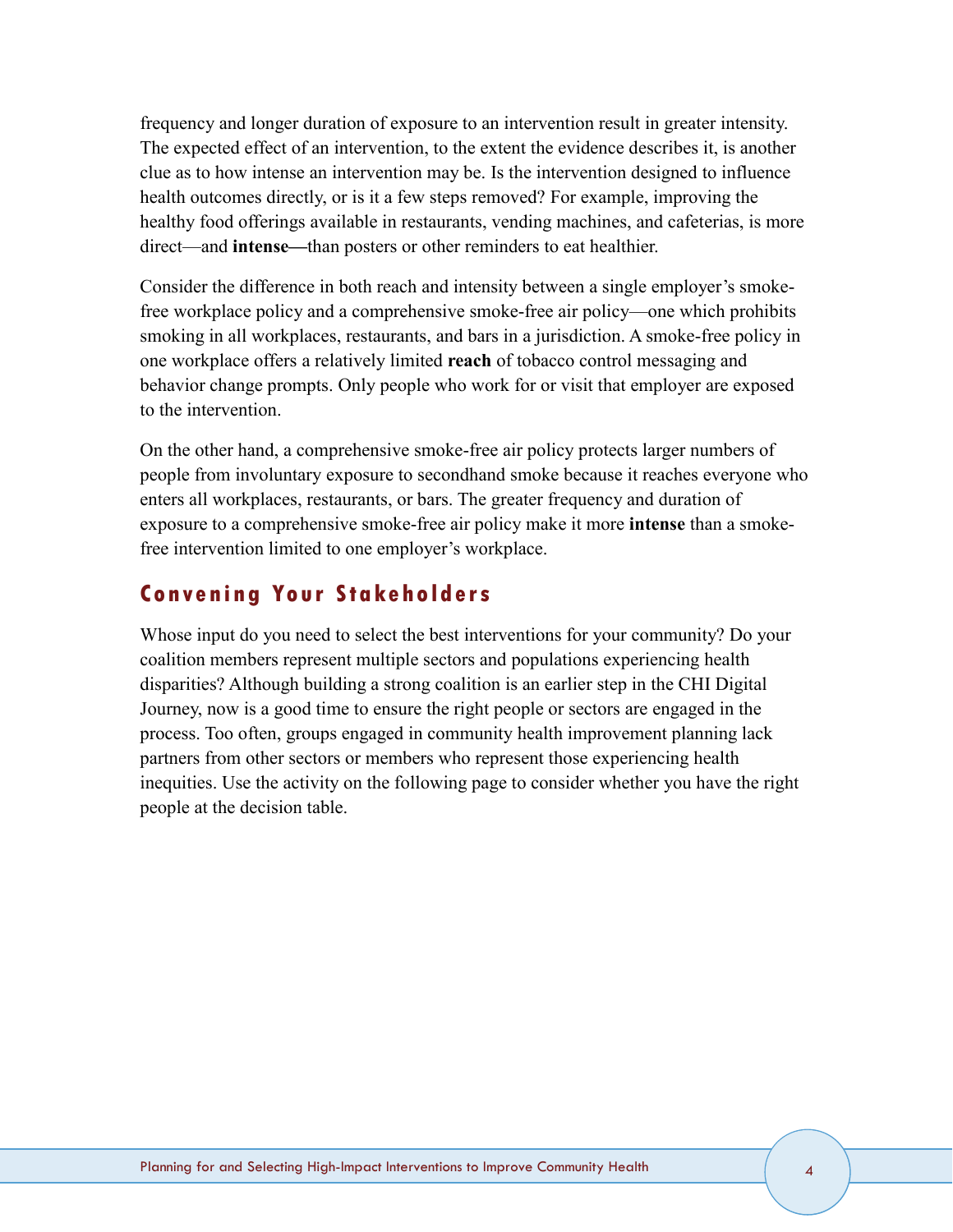frequency and longer duration of exposure to an intervention result in greater intensity. The expected effect of an intervention, to the extent the evidence describes it, is another clue as to how intense an intervention may be. Is the intervention designed to influence health outcomes directly, or is it a few steps removed? For example, improving the healthy food offerings available in restaurants, vending machines, and cafeterias, is more direct—and **intense—**than posters or other reminders to eat healthier.

Consider the difference in both reach and intensity between a single employer's smoke-free workplace policy and a comprehensive smoke-free air policy—one which prohibits smoking in all workplaces, restaurants, and bars in a jurisdiction. A smoke-free policy in one workplace offers a relatively limited **reach** of tobacco control messaging and behavior change prompts. Only people who work for or visit that employer are exposed to the intervention.

On the other hand, a comprehensive smoke-free air policy protects larger numbers of people from involuntary exposure to secondhand smoke because it reaches everyone who enters all workplaces, restaurants, or bars. The greater frequency and duration of exposure to a comprehensive smoke-free air policy make it more **intense** than a smoke-free intervention limited to one employer's workplace.

## Convening Your Stakeholders

Whose input do you need to select the best interventions for your community? Do your coalition members represent multiple sectors and populations experiencing health disparities? Although building a strong coalition is an earlier step in the CHI Digital Journey, now is a good time to ensure the right people or sectors are engaged in the process. Too often, groups engaged in community health improvement planning lack partners from other sectors or members who represent those experiencing health inequities. Use the activity on the following page to consider whether you have the right people at the decision table.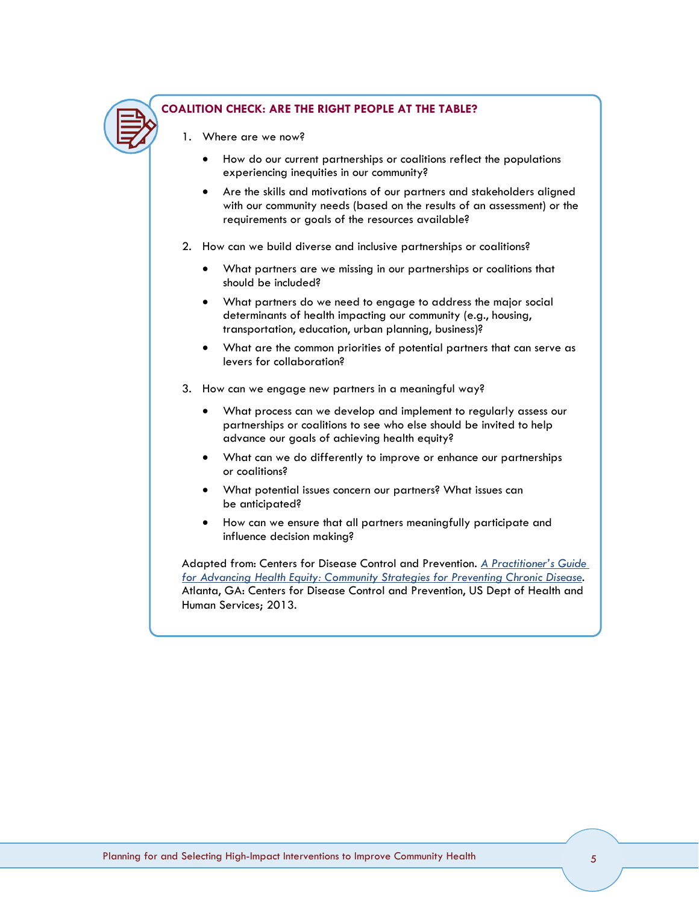### COALITION CHECK: ARE THE RIGHT PEOPLE AT THE TABLE?

1. Where are we now?
   - How do our current partnerships or coalitions reflect the populations experiencing inequities in our community?
   - Are the skills and motivations of our partners and stakeholders aligned with our community needs (based on the results of an assessment) or the requirements or goals of the resources available?

2. How can we build diverse and inclusive partnerships or coalitions?
   - What partners are we missing in our partnerships or coalitions that should be included?
   - What partners do we need to engage to address the major social determinants of health impacting our community (e.g., housing, transportation, education, urban planning, business)?
   - What are the common priorities of potential partners that can serve as levers for collaboration?

3. How can we engage new partners in a meaningful way?
   - What process can we develop and implement to regularly assess our partnerships or coalitions to see who else should be invited to help advance our goals of achieving health equity?
   - What can we do differently to improve or enhance our partnerships or coalitions?
   - What potential issues concern our partners? What issues can be anticipated?
   - How can we ensure that all partners meaningfully participate and influence decision making?

Adapted from: Centers for Disease Control and Prevention. *A Practitioner's Guide for Advancing Health Equity: Community Strategies for Preventing Chronic Disease*. Atlanta, GA: Centers for Disease Control and Prevention, US Dept of Health and Human Services; 2013.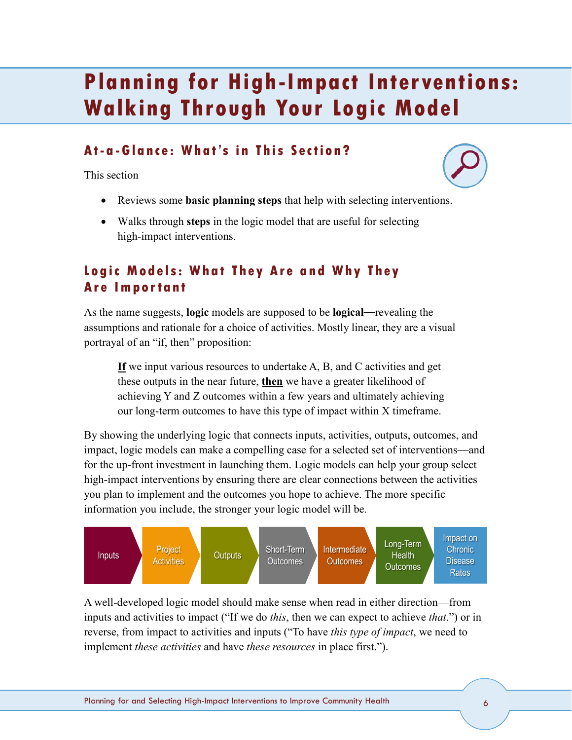# Planning for High-Impact Interventions: Walking Through Your Logic Model

## At-a-Glance: What's in This Section?

This section

- Reviews some **basic planning steps** that help with selecting interventions.
- Walks through **steps** in the logic model that are useful for selecting high-impact interventions.

## Logic Models: What They Are and Why They Are Important

As the name suggests, **logic** models are supposed to be **logical—**revealing the assumptions and rationale for a choice of activities. Mostly linear, they are a visual portrayal of an "if, then" proposition:

> **If** we input various resources to undertake A, B, and C activities and get these outputs in the near future, **then** we have a greater likelihood of achieving Y and Z outcomes within a few years and ultimately achieving our long-term outcomes to have this type of impact within X timeframe.

By showing the underlying logic that connects inputs, activities, outputs, outcomes, and impact, logic models can make a compelling case for a selected set of interventions—and for the up-front investment in launching them. Logic models can help your group select high-impact interventions by ensuring there are clear connections between the activities you plan to implement and the outcomes you hope to achieve. The more specific information you include, the stronger your logic model will be.

Inputs → Project Activities → Outputs → Short-Term Outcomes → Intermediate Outcomes → Long-Term Health Outcomes → Impact on Chronic Disease Rates

A well-developed logic model should make sense when read in either direction—from inputs and activities to impact ("If we do *this*, then we can expect to achieve *that*.") or in reverse, from impact to activities and inputs ("To have *this type of impact*, we need to implement *these activities* and have *these resources* in place first.").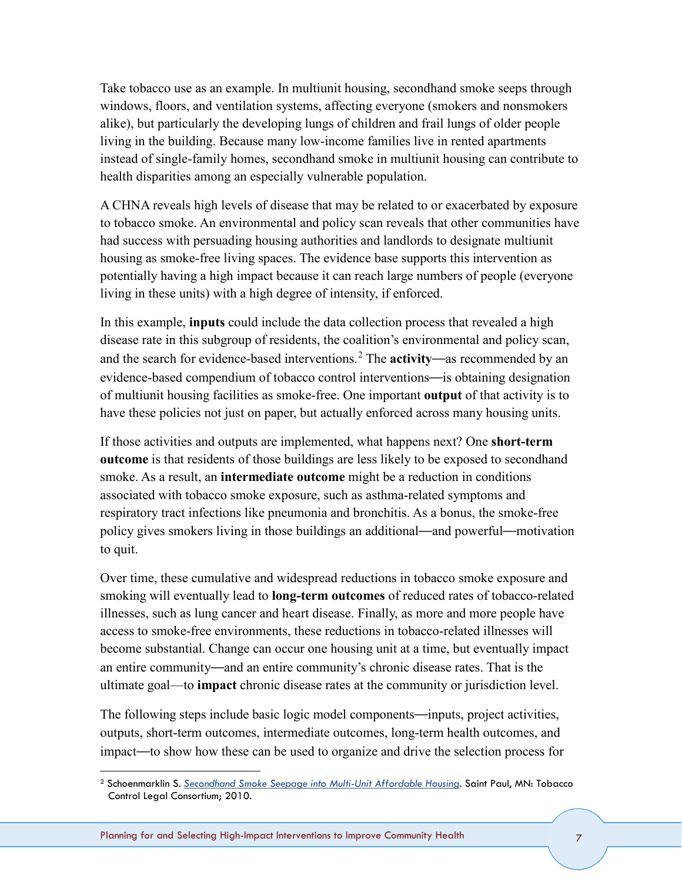Take tobacco use as an example. In multiunit housing, secondhand smoke seeps through windows, floors, and ventilation systems, affecting everyone (smokers and nonsmokers alike), but particularly the developing lungs of children and frail lungs of older people living in the building. Because many low-income families live in rented apartments instead of single-family homes, secondhand smoke in multiunit housing can contribute to health disparities among an especially vulnerable population.

A CHNA reveals high levels of disease that may be related to or exacerbated by exposure to tobacco smoke. An environmental and policy scan reveals that other communities have had success with persuading housing authorities and landlords to designate multiunit housing as smoke-free living spaces. The evidence base supports this intervention as potentially having a high impact because it can reach large numbers of people (everyone living in these units) with a high degree of intensity, if enforced.

In this example, **inputs** could include the data collection process that revealed a high disease rate in this subgroup of residents, the coalition's environmental and policy scan, and the search for evidence-based interventions.[2] The **activity**—as recommended by an evidence-based compendium of tobacco control interventions—is obtaining designation of multiunit housing facilities as smoke-free. One important **output** of that activity is to have these policies not just on paper, but actually enforced across many housing units.

If those activities and outputs are implemented, what happens next? One **short-term outcome** is that residents of those buildings are less likely to be exposed to secondhand smoke. As a result, an **intermediate outcome** might be a reduction in conditions associated with tobacco smoke exposure, such as asthma-related symptoms and respiratory tract infections like pneumonia and bronchitis. As a bonus, the smoke-free policy gives smokers living in those buildings an additional—and powerful—motivation to quit.

Over time, these cumulative and widespread reductions in tobacco smoke exposure and smoking will eventually lead to **long-term outcomes** of reduced rates of tobacco-related illnesses, such as lung cancer and heart disease. Finally, as more and more people have access to smoke-free environments, these reductions in tobacco-related illnesses will become substantial. Change can occur one housing unit at a time, but eventually impact an entire community—and an entire community's chronic disease rates. That is the ultimate goal—to **impact** chronic disease rates at the community or jurisdiction level.

The following steps include basic logic model components—inputs, project activities, outputs, short-term outcomes, intermediate outcomes, long-term health outcomes, and impact—to show how these can be used to organize and drive the selection process for

[2] Schoenmarklin S. *Secondhand Smoke Seepage into Multi-Unit Affordable Housing*. Saint Paul, MN: Tobacco Control Legal Consortium; 2010.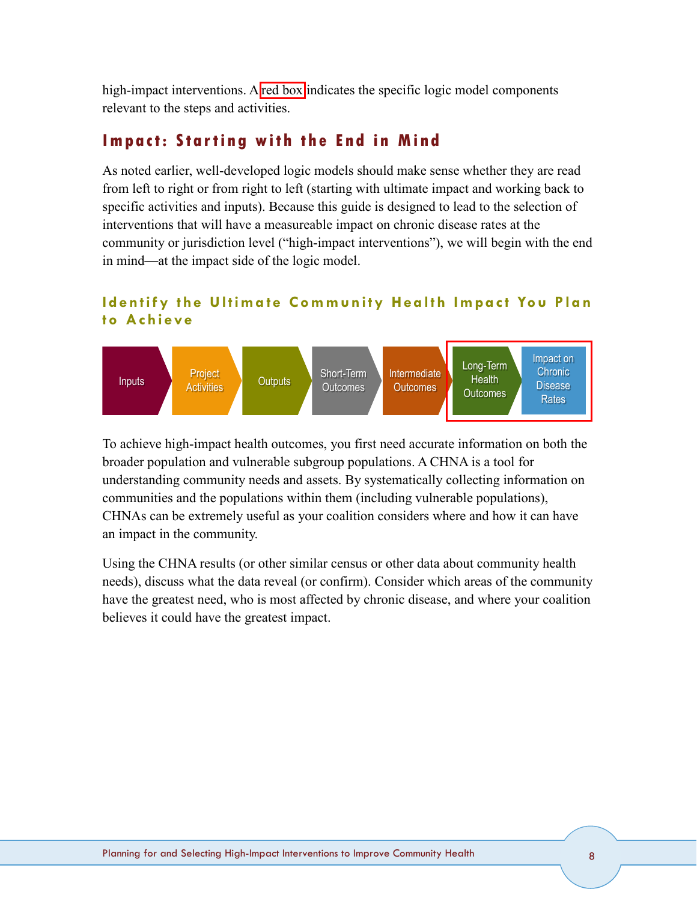high-impact interventions. A red box indicates the specific logic model components relevant to the steps and activities.

## Impact: Starting with the End in Mind

As noted earlier, well-developed logic models should make sense whether they are read from left to right or from right to left (starting with ultimate impact and working back to specific activities and inputs). Because this guide is designed to lead to the selection of interventions that will have a measureable impact on chronic disease rates at the community or jurisdiction level ("high-impact interventions"), we will begin with the end in mind—at the impact side of the logic model.

### Identify the Ultimate Community Health Impact You Plan to Achieve

Inputs

Project Activities

Outputs

Short-Term Outcomes

Intermediate Outcomes

Long-Term Health Outcomes

Impact on Chronic Disease Rates

To achieve high-impact health outcomes, you first need accurate information on both the broader population and vulnerable subgroup populations. A CHNA is a tool for understanding community needs and assets. By systematically collecting information on communities and the populations within them (including vulnerable populations), CHNAs can be extremely useful as your coalition considers where and how it can have an impact in the community.

Using the CHNA results (or other similar census or other data about community health needs), discuss what the data reveal (or confirm). Consider which areas of the community have the greatest need, who is most affected by chronic disease, and where your coalition believes it could have the greatest impact.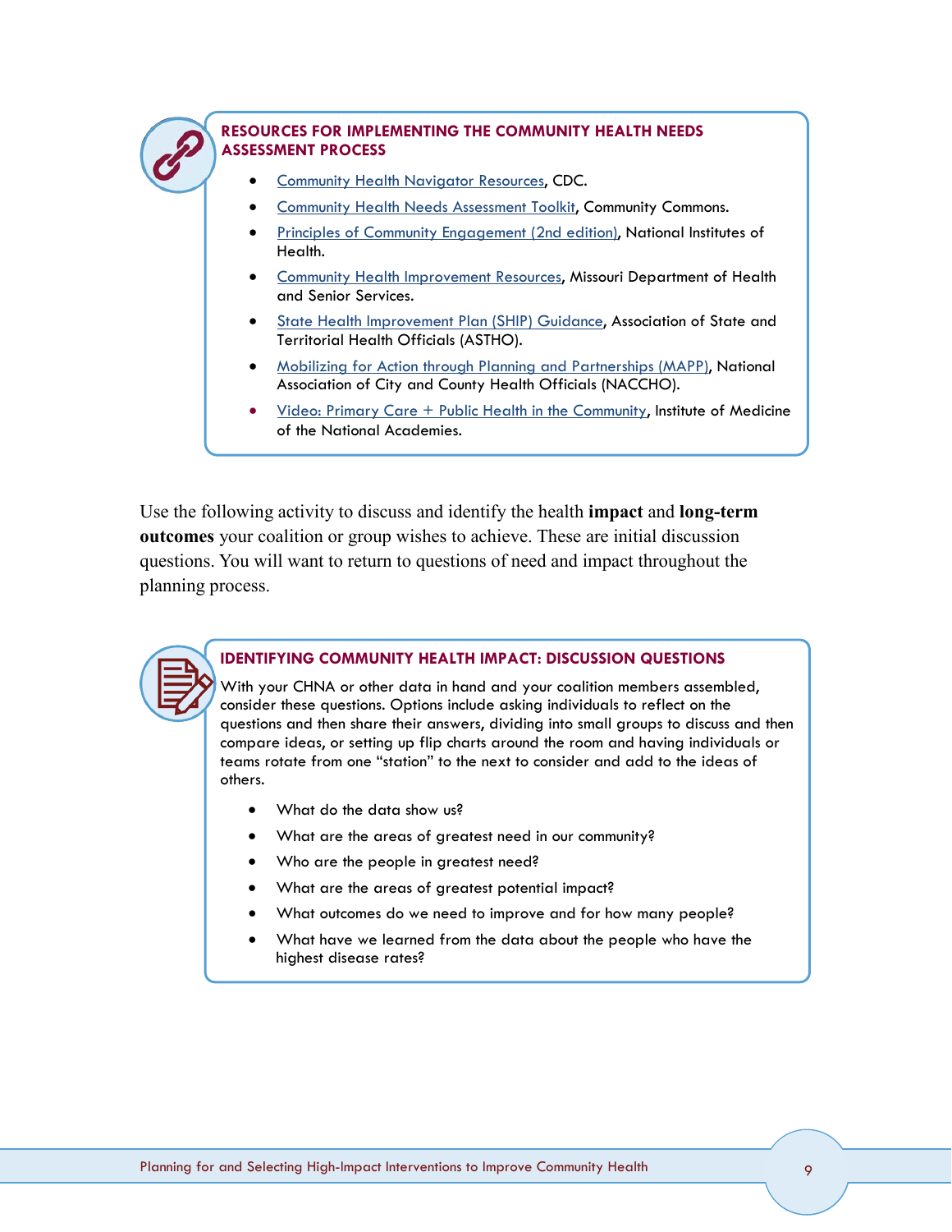### RESOURCES FOR IMPLEMENTING THE COMMUNITY HEALTH NEEDS ASSESSMENT PROCESS

- Community Health Navigator Resources, CDC.
- Community Health Needs Assessment Toolkit, Community Commons.
- Principles of Community Engagement (2nd edition), National Institutes of Health.
- Community Health Improvement Resources, Missouri Department of Health and Senior Services.
- State Health Improvement Plan (SHIP) Guidance, Association of State and Territorial Health Officials (ASTHO).
- Mobilizing for Action through Planning and Partnerships (MAPP), National Association of City and County Health Officials (NACCHO).
- Video: Primary Care + Public Health in the Community, Institute of Medicine of the National Academies.

Use the following activity to discuss and identify the health **impact** and **long-term outcomes** your coalition or group wishes to achieve. These are initial discussion questions. You will want to return to questions of need and impact throughout the planning process.

### IDENTIFYING COMMUNITY HEALTH IMPACT: DISCUSSION QUESTIONS

With your CHNA or other data in hand and your coalition members assembled, consider these questions. Options include asking individuals to reflect on the questions and then share their answers, dividing into small groups to discuss and then compare ideas, or setting up flip charts around the room and having individuals or teams rotate from one "station" to the next to consider and add to the ideas of others.

- What do the data show us?
- What are the areas of greatest need in our community?
- Who are the people in greatest need?
- What are the areas of greatest potential impact?
- What outcomes do we need to improve and for how many people?
- What have we learned from the data about the people who have the highest disease rates?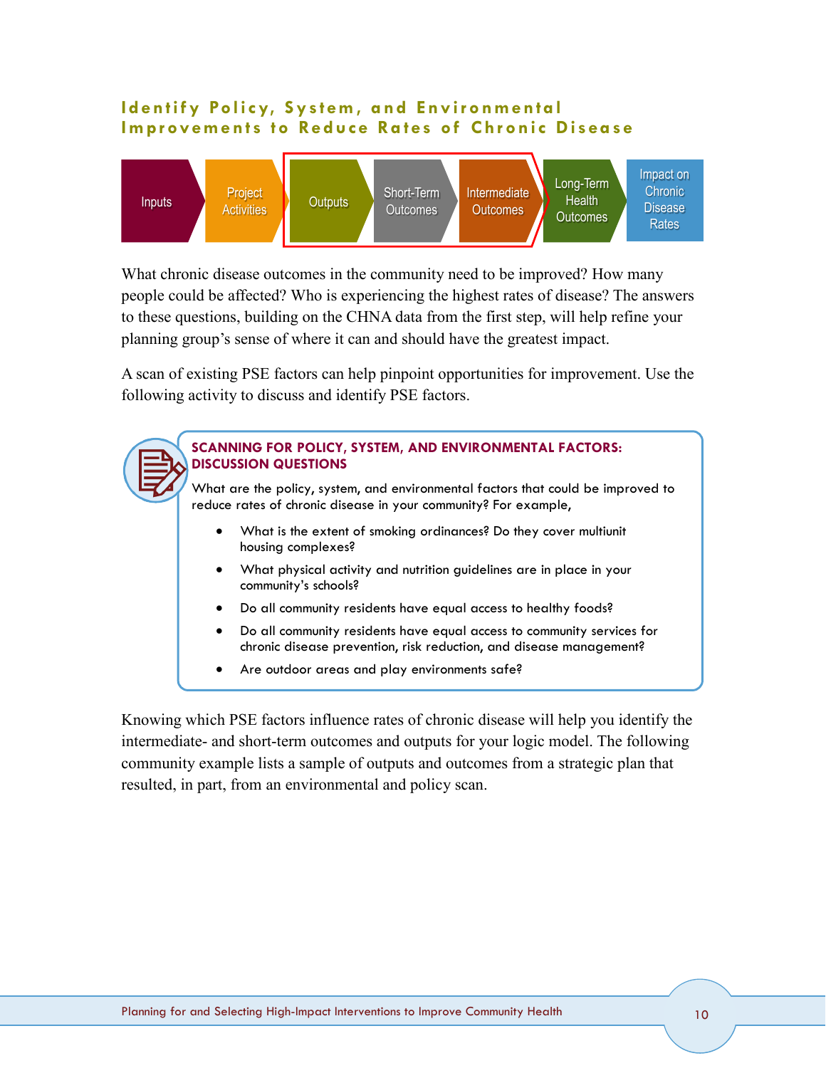## Identify Policy, System, and Environmental Improvements to Reduce Rates of Chronic Disease

Inputs
Project Activities
Outputs
Short-Term Outcomes
Intermediate Outcomes
Long-Term Health Outcomes
Impact on Chronic Disease Rates

What chronic disease outcomes in the community need to be improved? How many people could be affected? Who is experiencing the highest rates of disease? The answers to these questions, building on the CHNA data from the first step, will help refine your planning group's sense of where it can and should have the greatest impact.

A scan of existing PSE factors can help pinpoint opportunities for improvement. Use the following activity to discuss and identify PSE factors.

**SCANNING FOR POLICY, SYSTEM, AND ENVIRONMENTAL FACTORS: DISCUSSION QUESTIONS**

What are the policy, system, and environmental factors that could be improved to reduce rates of chronic disease in your community? For example,

- What is the extent of smoking ordinances? Do they cover multiunit housing complexes?
- What physical activity and nutrition guidelines are in place in your community's schools?
- Do all community residents have equal access to healthy foods?
- Do all community residents have equal access to community services for chronic disease prevention, risk reduction, and disease management?
- Are outdoor areas and play environments safe?

Knowing which PSE factors influence rates of chronic disease will help you identify the intermediate- and short-term outcomes and outputs for your logic model. The following community example lists a sample of outputs and outcomes from a strategic plan that resulted, in part, from an environmental and policy scan.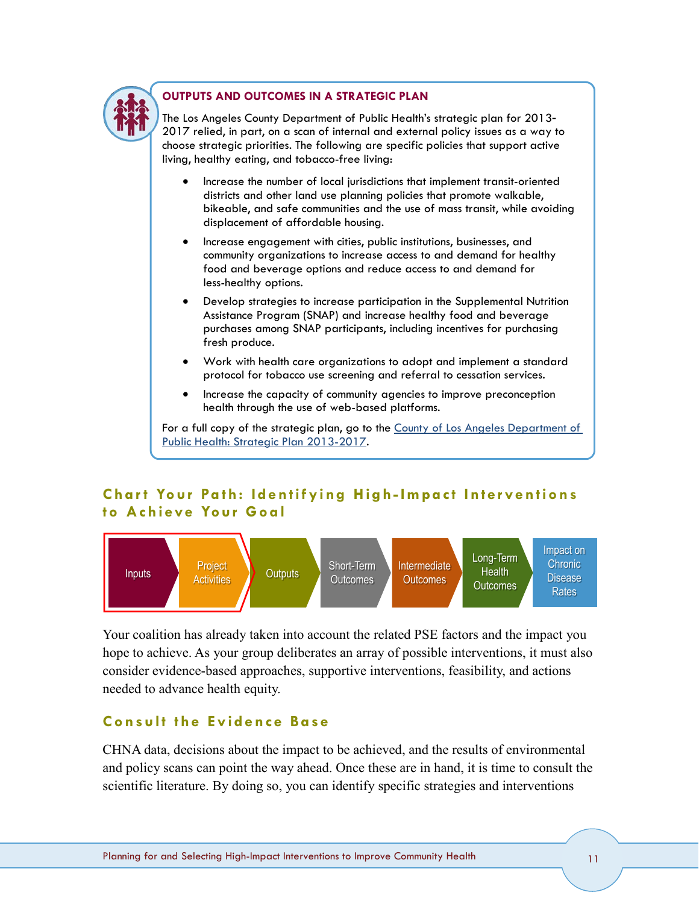### OUTPUTS AND OUTCOMES IN A STRATEGIC PLAN

The Los Angeles County Department of Public Health's strategic plan for 2013-2017 relied, in part, on a scan of internal and external policy issues as a way to choose strategic priorities. The following are specific policies that support active living, healthy eating, and tobacco-free living:

- Increase the number of local jurisdictions that implement transit-oriented districts and other land use planning policies that promote walkable, bikeable, and safe communities and the use of mass transit, while avoiding displacement of affordable housing.
- Increase engagement with cities, public institutions, businesses, and community organizations to increase access to and demand for healthy food and beverage options and reduce access to and demand for less-healthy options.
- Develop strategies to increase participation in the Supplemental Nutrition Assistance Program (SNAP) and increase healthy food and beverage purchases among SNAP participants, including incentives for purchasing fresh produce.
- Work with health care organizations to adopt and implement a standard protocol for tobacco use screening and referral to cessation services.
- Increase the capacity of community agencies to improve preconception health through the use of web-based platforms.

For a full copy of the strategic plan, go to the County of Los Angeles Department of Public Health: Strategic Plan 2013-2017.

## Chart Your Path: Identifying High-Impact Interventions to Achieve Your Goal

Inputs → Project Activities → Outputs → Short-Term Outcomes → Intermediate Outcomes → Long-Term Health Outcomes → Impact on Chronic Disease Rates

Your coalition has already taken into account the related PSE factors and the impact you hope to achieve. As your group deliberates an array of possible interventions, it must also consider evidence-based approaches, supportive interventions, feasibility, and actions needed to advance health equity.

### Consult the Evidence Base

CHNA data, decisions about the impact to be achieved, and the results of environmental and policy scans can point the way ahead. Once these are in hand, it is time to consult the scientific literature. By doing so, you can identify specific strategies and interventions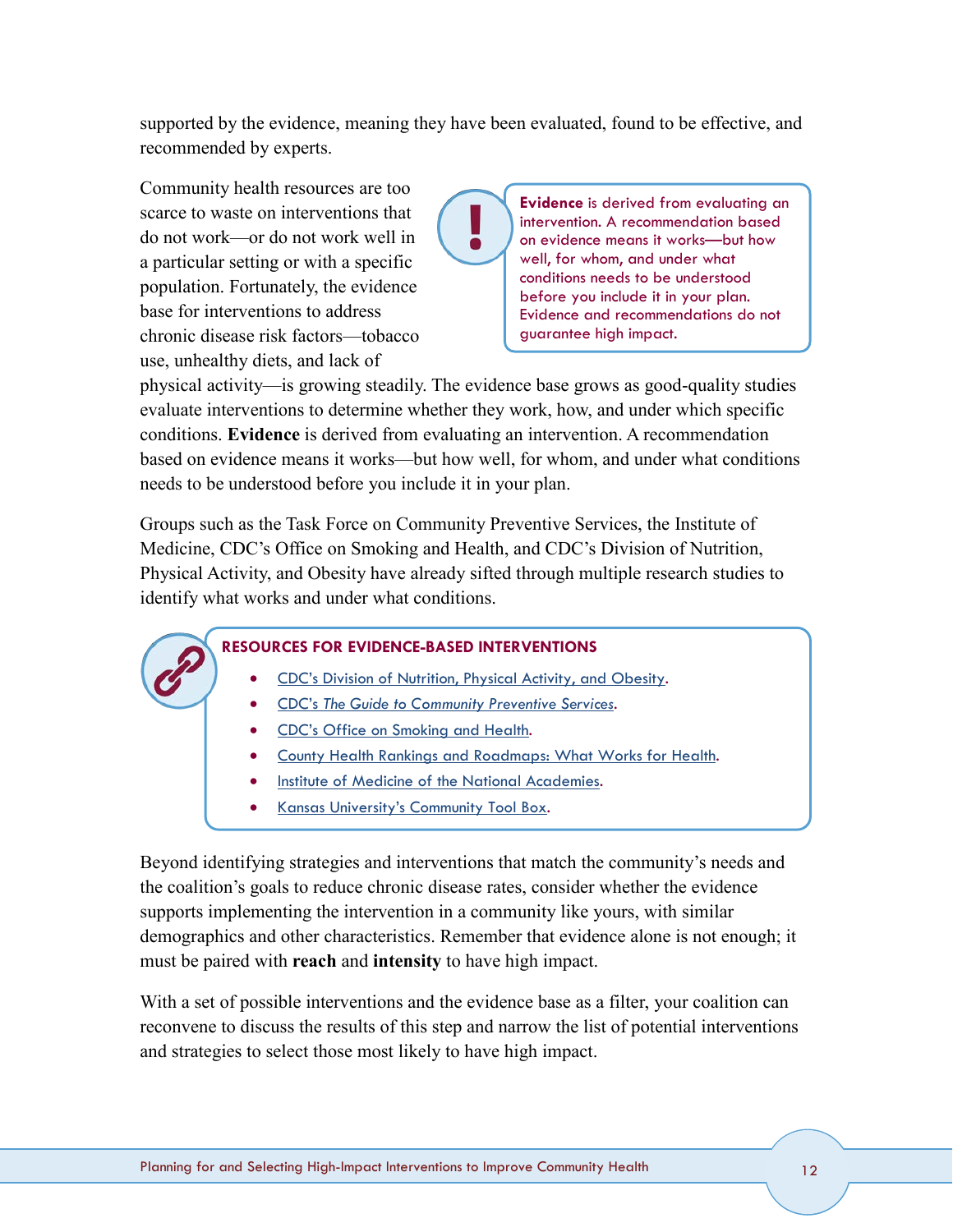supported by the evidence, meaning they have been evaluated, found to be effective, and recommended by experts.

Community health resources are too scarce to waste on interventions that do not work—or do not work well in a particular setting or with a specific population. Fortunately, the evidence base for interventions to address chronic disease risk factors—tobacco use, unhealthy diets, and lack of physical activity—is growing steadily. The evidence base grows as good-quality studies evaluate interventions to determine whether they work, how, and under which specific conditions. **Evidence** is derived from evaluating an intervention. A recommendation based on evidence means it works—but how well, for whom, and under what conditions needs to be understood before you include it in your plan.

> **Evidence** is derived from evaluating an intervention. A recommendation based on evidence means it works—but how well, for whom, and under what conditions needs to be understood before you include it in your plan. Evidence and recommendations do not guarantee high impact.

Groups such as the Task Force on Community Preventive Services, the Institute of Medicine, CDC's Office on Smoking and Health, and CDC's Division of Nutrition, Physical Activity, and Obesity have already sifted through multiple research studies to identify what works and under what conditions.

**RESOURCES FOR EVIDENCE-BASED INTERVENTIONS**

- CDC's Division of Nutrition, Physical Activity, and Obesity.
- CDC's *The Guide to Community Preventive Services*.
- CDC's Office on Smoking and Health.
- County Health Rankings and Roadmaps: What Works for Health.
- Institute of Medicine of the National Academies.
- Kansas University's Community Tool Box.

Beyond identifying strategies and interventions that match the community's needs and the coalition's goals to reduce chronic disease rates, consider whether the evidence supports implementing the intervention in a community like yours, with similar demographics and other characteristics. Remember that evidence alone is not enough; it must be paired with **reach** and **intensity** to have high impact.

With a set of possible interventions and the evidence base as a filter, your coalition can reconvene to discuss the results of this step and narrow the list of potential interventions and strategies to select those most likely to have high impact.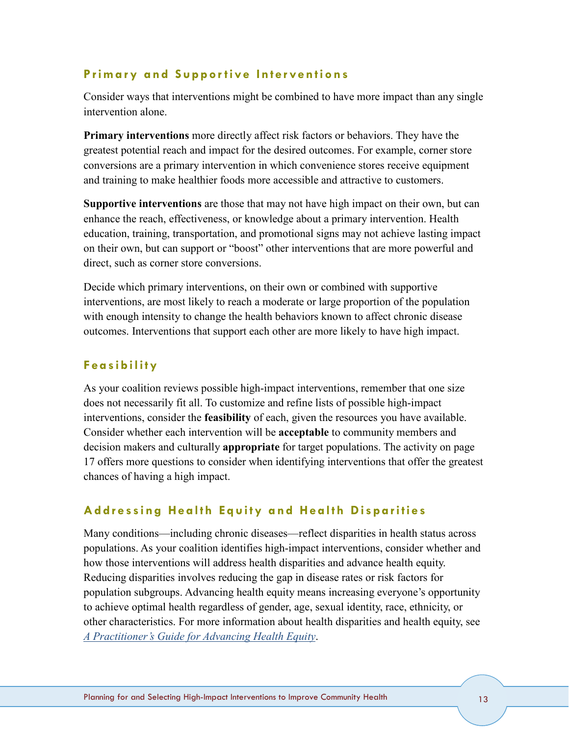### Primary and Supportive Interventions

Consider ways that interventions might be combined to have more impact than any single intervention alone.

**Primary interventions** more directly affect risk factors or behaviors. They have the greatest potential reach and impact for the desired outcomes. For example, corner store conversions are a primary intervention in which convenience stores receive equipment and training to make healthier foods more accessible and attractive to customers.

**Supportive interventions** are those that may not have high impact on their own, but can enhance the reach, effectiveness, or knowledge about a primary intervention. Health education, training, transportation, and promotional signs may not achieve lasting impact on their own, but can support or "boost" other interventions that are more powerful and direct, such as corner store conversions.

Decide which primary interventions, on their own or combined with supportive interventions, are most likely to reach a moderate or large proportion of the population with enough intensity to change the health behaviors known to affect chronic disease outcomes. Interventions that support each other are more likely to have high impact.

### Feasibility

As your coalition reviews possible high-impact interventions, remember that one size does not necessarily fit all. To customize and refine lists of possible high-impact interventions, consider the **feasibility** of each, given the resources you have available. Consider whether each intervention will be **acceptable** to community members and decision makers and culturally **appropriate** for target populations. The activity on page 17 offers more questions to consider when identifying interventions that offer the greatest chances of having a high impact.

### Addressing Health Equity and Health Disparities

Many conditions—including chronic diseases—reflect disparities in health status across populations. As your coalition identifies high-impact interventions, consider whether and how those interventions will address health disparities and advance health equity. Reducing disparities involves reducing the gap in disease rates or risk factors for population subgroups. Advancing health equity means increasing everyone's opportunity to achieve optimal health regardless of gender, age, sexual identity, race, ethnicity, or other characteristics. For more information about health disparities and health equity, see *A Practitioner's Guide for Advancing Health Equity*.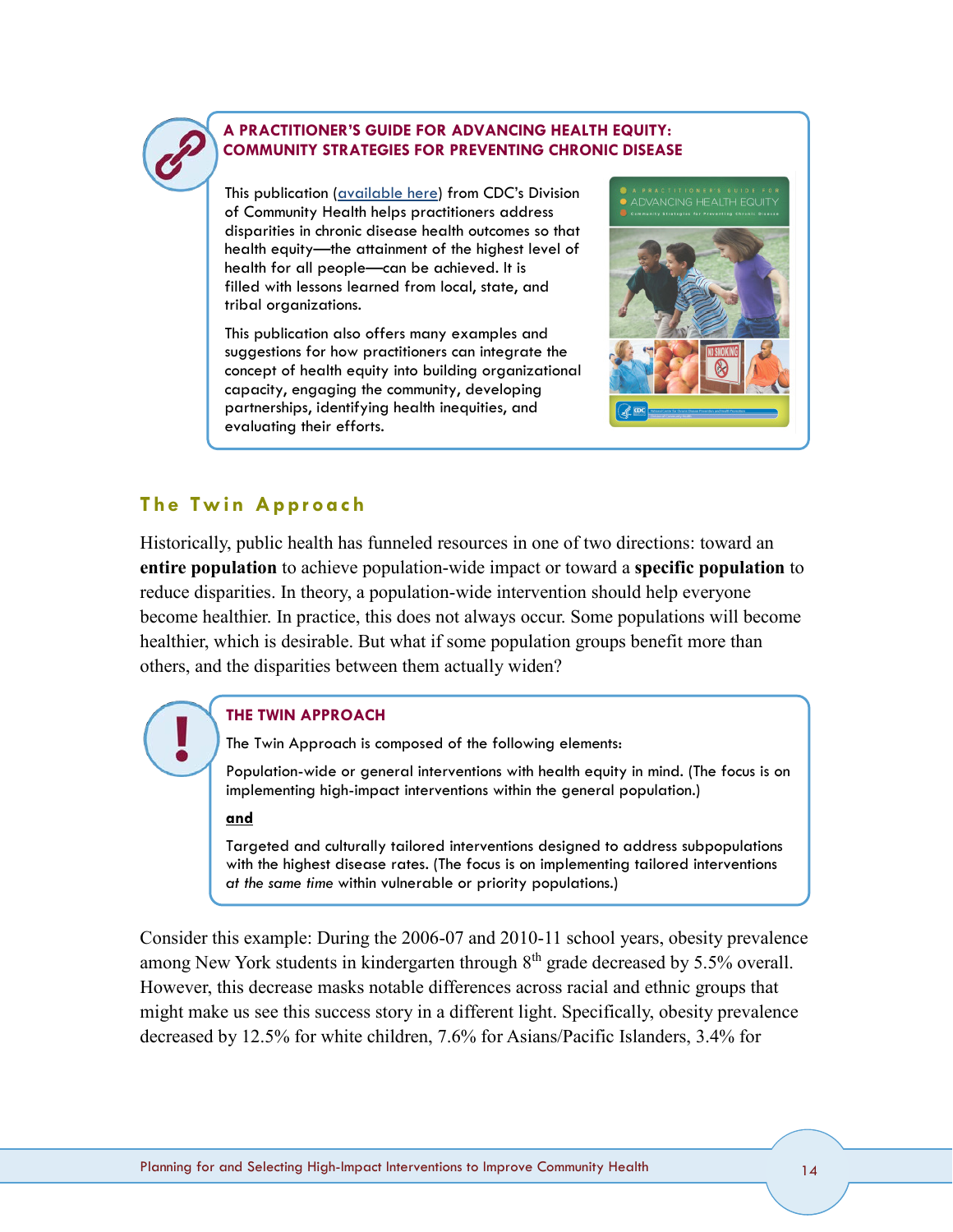### A PRACTITIONER'S GUIDE FOR ADVANCING HEALTH EQUITY: COMMUNITY STRATEGIES FOR PREVENTING CHRONIC DISEASE

This publication (available here) from CDC's Division of Community Health helps practitioners address disparities in chronic disease health outcomes so that health equity—the attainment of the highest level of health for all people—can be achieved. It is filled with lessons learned from local, state, and tribal organizations.

This publication also offers many examples and suggestions for how practitioners can integrate the concept of health equity into building organizational capacity, engaging the community, developing partnerships, identifying health inequities, and evaluating their efforts.

## The Twin Approach

Historically, public health has funneled resources in one of two directions: toward an **entire population** to achieve population-wide impact or toward a **specific population** to reduce disparities. In theory, a population-wide intervention should help everyone become healthier. In practice, this does not always occur. Some populations will become healthier, which is desirable. But what if some population groups benefit more than others, and the disparities between them actually widen?

### THE TWIN APPROACH

The Twin Approach is composed of the following elements:

Population-wide or general interventions with health equity in mind. (The focus is on implementing high-impact interventions within the general population.)

**and**

Targeted and culturally tailored interventions designed to address subpopulations with the highest disease rates. (The focus is on implementing tailored interventions *at the same time* within vulnerable or priority populations.)

Consider this example: During the 2006-07 and 2010-11 school years, obesity prevalence among New York students in kindergarten through 8$^{th}$ grade decreased by 5.5% overall. However, this decrease masks notable differences across racial and ethnic groups that might make us see this success story in a different light. Specifically, obesity prevalence decreased by 12.5% for white children, 7.6% for Asians/Pacific Islanders, 3.4% for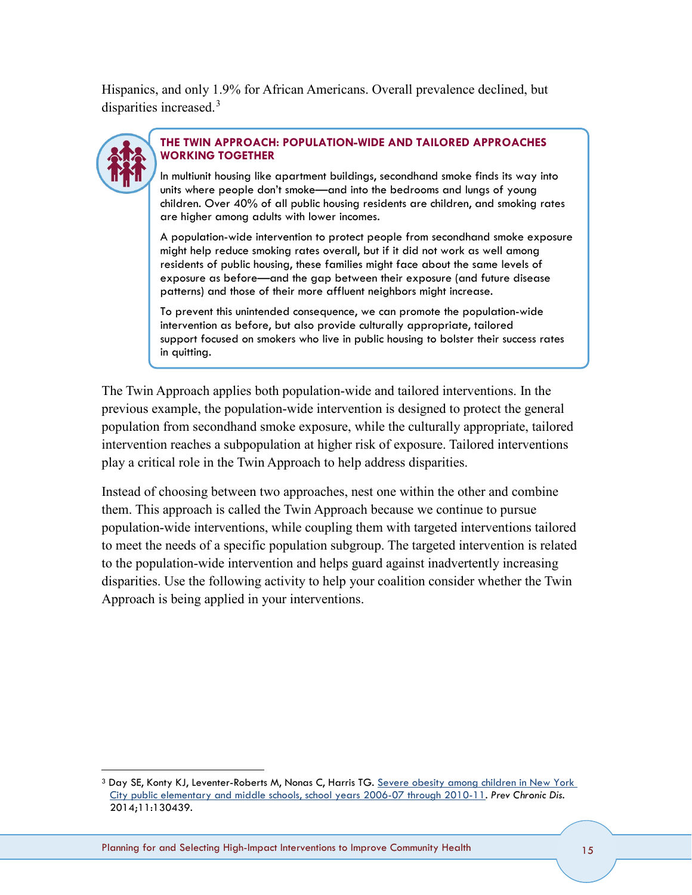Hispanics, and only 1.9% for African Americans. Overall prevalence declined, but disparities increased.[3]

> **THE TWIN APPROACH: POPULATION-WIDE AND TAILORED APPROACHES WORKING TOGETHER**
>
> In multiunit housing like apartment buildings, secondhand smoke finds its way into units where people don't smoke—and into the bedrooms and lungs of young children. Over 40% of all public housing residents are children, and smoking rates are higher among adults with lower incomes.
>
> A population-wide intervention to protect people from secondhand smoke exposure might help reduce smoking rates overall, but if it did not work as well among residents of public housing, these families might face about the same levels of exposure as before—and the gap between their exposure (and future disease patterns) and those of their more affluent neighbors might increase.
>
> To prevent this unintended consequence, we can promote the population-wide intervention as before, but also provide culturally appropriate, tailored support focused on smokers who live in public housing to bolster their success rates in quitting.

The Twin Approach applies both population-wide and tailored interventions. In the previous example, the population-wide intervention is designed to protect the general population from secondhand smoke exposure, while the culturally appropriate, tailored intervention reaches a subpopulation at higher risk of exposure. Tailored interventions play a critical role in the Twin Approach to help address disparities.

Instead of choosing between two approaches, nest one within the other and combine them. This approach is called the Twin Approach because we continue to pursue population-wide interventions, while coupling them with targeted interventions tailored to meet the needs of a specific population subgroup. The targeted intervention is related to the population-wide intervention and helps guard against inadvertently increasing disparities. Use the following activity to help your coalition consider whether the Twin Approach is being applied in your interventions.

[3] Day SE, Konty KJ, Leventer-Roberts M, Nonas C, Harris TG. Severe obesity among children in New York City public elementary and middle schools, school years 2006-07 through 2010-11. *Prev Chronic Dis.* 2014;11:130439.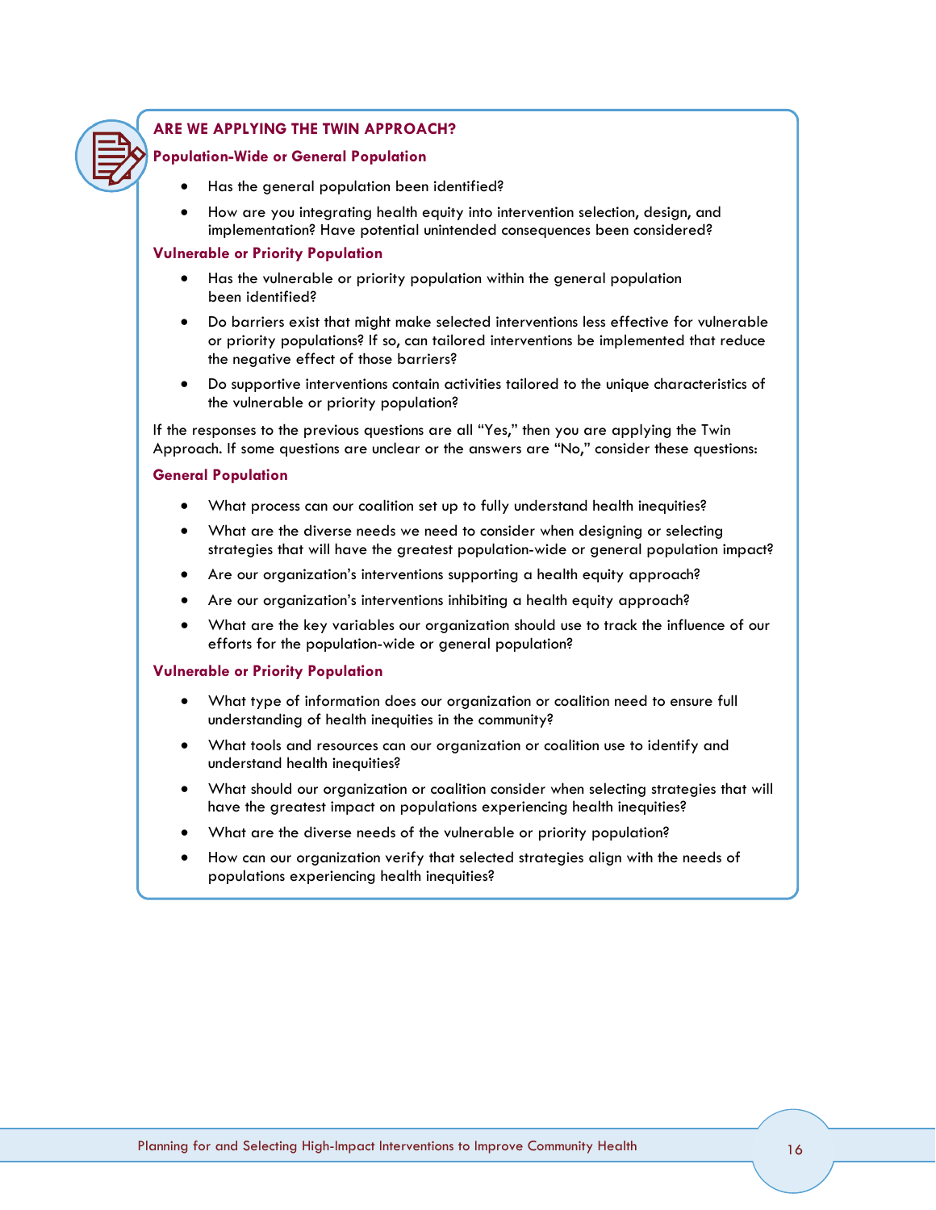## ARE WE APPLYING THE TWIN APPROACH?

### Population-Wide or General Population

- Has the general population been identified?
- How are you integrating health equity into intervention selection, design, and implementation? Have potential unintended consequences been considered?

### Vulnerable or Priority Population

- Has the vulnerable or priority population within the general population been identified?
- Do barriers exist that might make selected interventions less effective for vulnerable or priority populations? If so, can tailored interventions be implemented that reduce the negative effect of those barriers?
- Do supportive interventions contain activities tailored to the unique characteristics of the vulnerable or priority population?

If the responses to the previous questions are all "Yes," then you are applying the Twin Approach. If some questions are unclear or the answers are "No," consider these questions:

### General Population

- What process can our coalition set up to fully understand health inequities?
- What are the diverse needs we need to consider when designing or selecting strategies that will have the greatest population-wide or general population impact?
- Are our organization's interventions supporting a health equity approach?
- Are our organization's interventions inhibiting a health equity approach?
- What are the key variables our organization should use to track the influence of our efforts for the population-wide or general population?

### Vulnerable or Priority Population

- What type of information does our organization or coalition need to ensure full understanding of health inequities in the community?
- What tools and resources can our organization or coalition use to identify and understand health inequities?
- What should our organization or coalition consider when selecting strategies that will have the greatest impact on populations experiencing health inequities?
- What are the diverse needs of the vulnerable or priority population?
- How can our organization verify that selected strategies align with the needs of populations experiencing health inequities?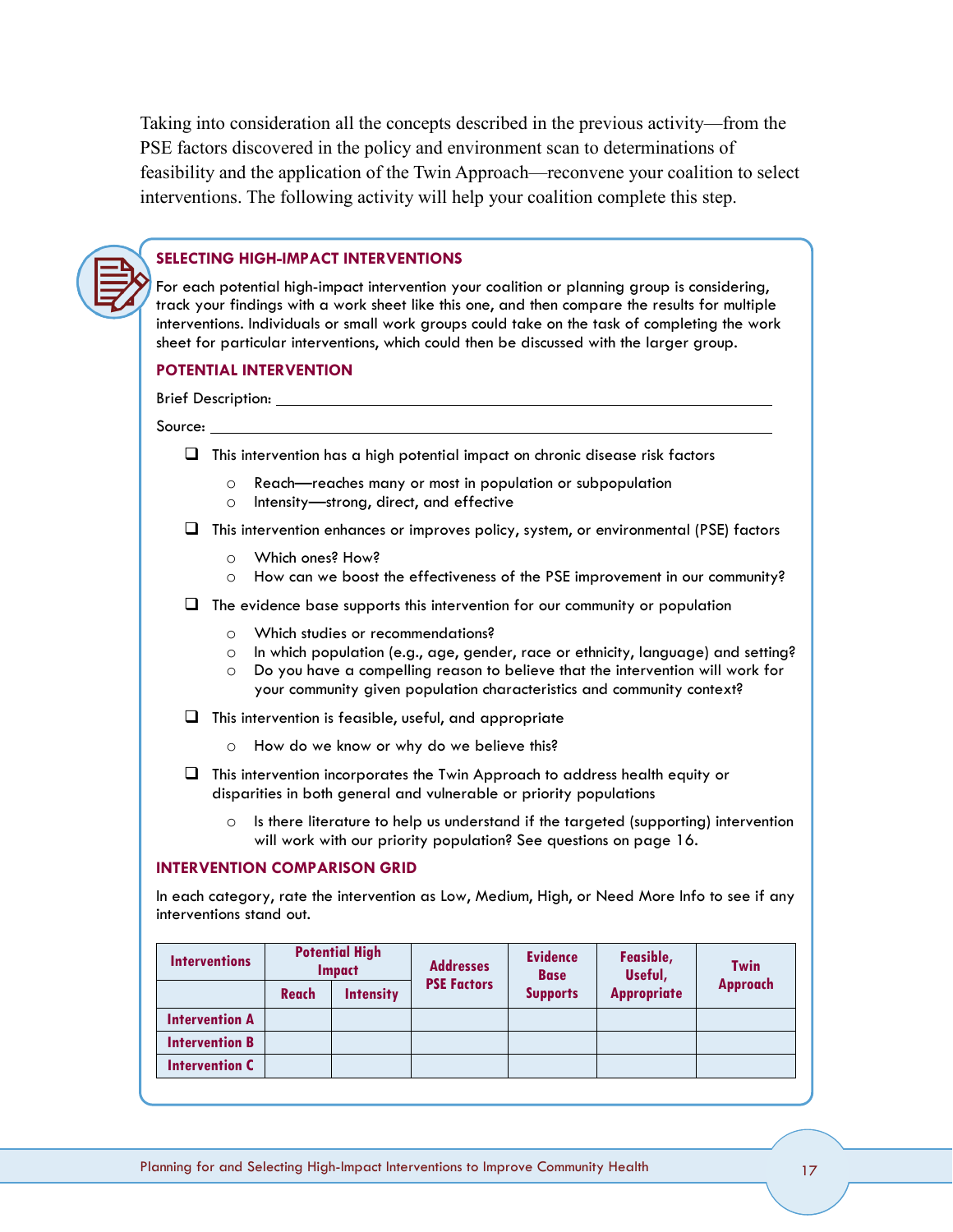Taking into consideration all the concepts described in the previous activity—from the PSE factors discovered in the policy and environment scan to determinations of feasibility and the application of the Twin Approach—reconvene your coalition to select interventions. The following activity will help your coalition complete this step.

## SELECTING HIGH-IMPACT INTERVENTIONS

For each potential high-impact intervention your coalition or planning group is considering, track your findings with a work sheet like this one, and then compare the results for multiple interventions. Individuals or small work groups could take on the task of completing the work sheet for particular interventions, which could then be discussed with the larger group.

### POTENTIAL INTERVENTION

Brief Description: ______________________________________________

Source: ______________________________________________

- ☐ This intervention has a high potential impact on chronic disease risk factors
  - Reach—reaches many or most in population or subpopulation
  - Intensity—strong, direct, and effective
- ☐ This intervention enhances or improves policy, system, or environmental (PSE) factors
  - Which ones? How?
  - How can we boost the effectiveness of the PSE improvement in our community?
- ☐ The evidence base supports this intervention for our community or population
  - Which studies or recommendations?
  - In which population (e.g., age, gender, race or ethnicity, language) and setting?
  - Do you have a compelling reason to believe that the intervention will work for your community given population characteristics and community context?
- ☐ This intervention is feasible, useful, and appropriate
  - How do we know or why do we believe this?
- ☐ This intervention incorporates the Twin Approach to address health equity or disparities in both general and vulnerable or priority populations
  - Is there literature to help us understand if the targeted (supporting) intervention will work with our priority population? See questions on page 16.

### INTERVENTION COMPARISON GRID

In each category, rate the intervention as Low, Medium, High, or Need More Info to see if any interventions stand out.

| Interventions | Potential High Impact | | Addresses PSE Factors | Evidence Base Supports | Feasible, Useful, Appropriate | Twin Approach |
|---|---|---|---|---|---|---|
| | Reach | Intensity | | | | |
| Intervention A | | | | | | |
| Intervention B | | | | | | |
| Intervention C | | | | | | |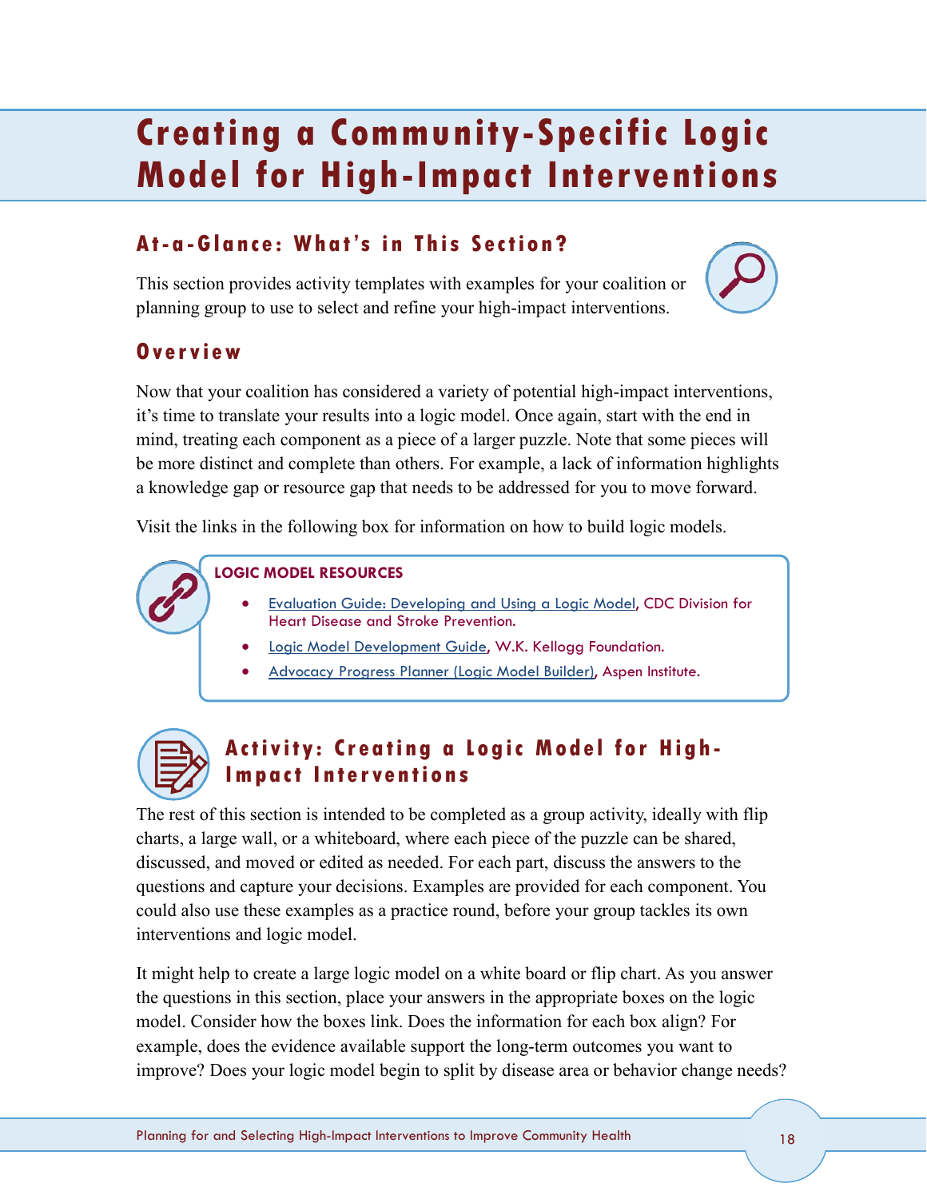# Creating a Community-Specific Logic Model for High-Impact Interventions

## At-a-Glance: What's in This Section?

This section provides activity templates with examples for your coalition or planning group to use to select and refine your high-impact interventions.

## Overview

Now that your coalition has considered a variety of potential high-impact interventions, it's time to translate your results into a logic model. Once again, start with the end in mind, treating each component as a piece of a larger puzzle. Note that some pieces will be more distinct and complete than others. For example, a lack of information highlights a knowledge gap or resource gap that needs to be addressed for you to move forward.

Visit the links in the following box for information on how to build logic models.

**LOGIC MODEL RESOURCES**

- Evaluation Guide: Developing and Using a Logic Model, CDC Division for Heart Disease and Stroke Prevention.
- Logic Model Development Guide, W.K. Kellogg Foundation.
- Advocacy Progress Planner (Logic Model Builder), Aspen Institute.

## Activity: Creating a Logic Model for High-Impact Interventions

The rest of this section is intended to be completed as a group activity, ideally with flip charts, a large wall, or a whiteboard, where each piece of the puzzle can be shared, discussed, and moved or edited as needed. For each part, discuss the answers to the questions and capture your decisions. Examples are provided for each component. You could also use these examples as a practice round, before your group tackles its own interventions and logic model.

It might help to create a large logic model on a white board or flip chart. As you answer the questions in this section, place your answers in the appropriate boxes on the logic model. Consider how the boxes link. Does the information for each box align? For example, does the evidence available support the long-term outcomes you want to improve? Does your logic model begin to split by disease area or behavior change needs?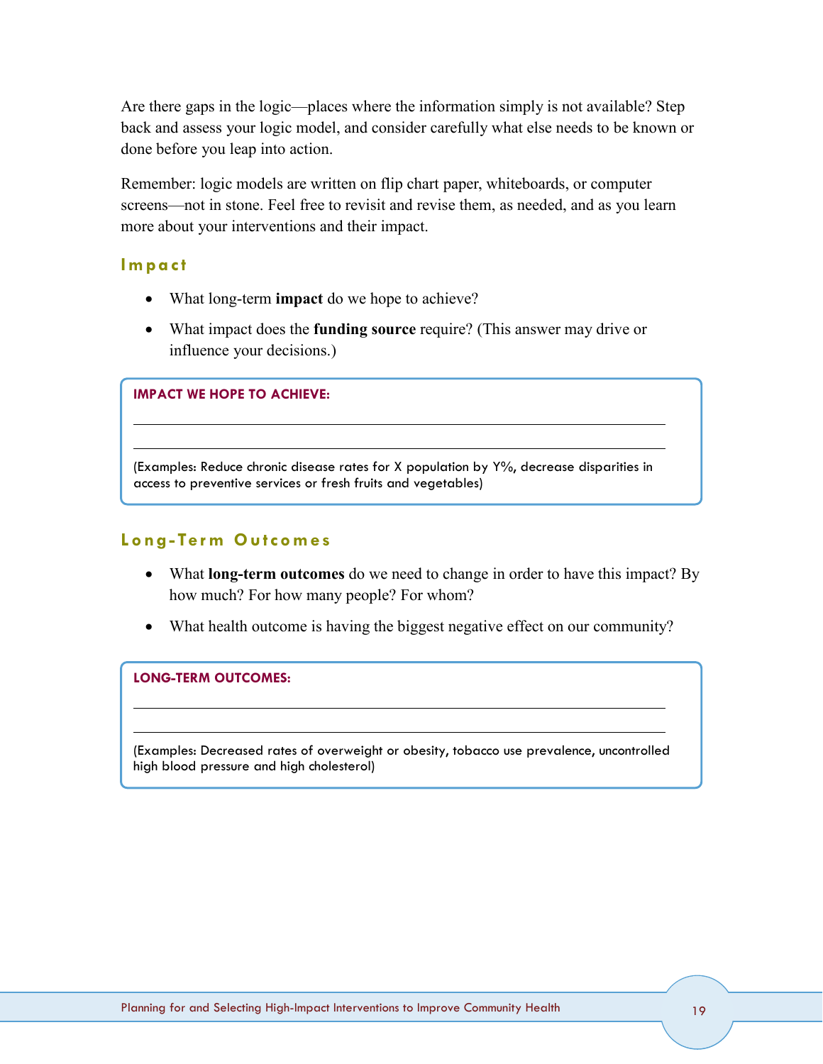Are there gaps in the logic—places where the information simply is not available? Step back and assess your logic model, and consider carefully what else needs to be known or done before you leap into action.

Remember: logic models are written on flip chart paper, whiteboards, or computer screens—not in stone. Feel free to revisit and revise them, as needed, and as you learn more about your interventions and their impact.

## Impact

- What long-term **impact** do we hope to achieve?
- What impact does the **funding source** require? (This answer may drive or influence your decisions.)

**IMPACT WE HOPE TO ACHIEVE:**

______________________________________________________________

______________________________________________________________

(Examples: Reduce chronic disease rates for X population by Y%, decrease disparities in access to preventive services or fresh fruits and vegetables)

## Long-Term Outcomes

- What **long-term outcomes** do we need to change in order to have this impact? By how much? For how many people? For whom?
- What health outcome is having the biggest negative effect on our community?

**LONG-TERM OUTCOMES:**

______________________________________________________________

______________________________________________________________

(Examples: Decreased rates of overweight or obesity, tobacco use prevalence, uncontrolled high blood pressure and high cholesterol)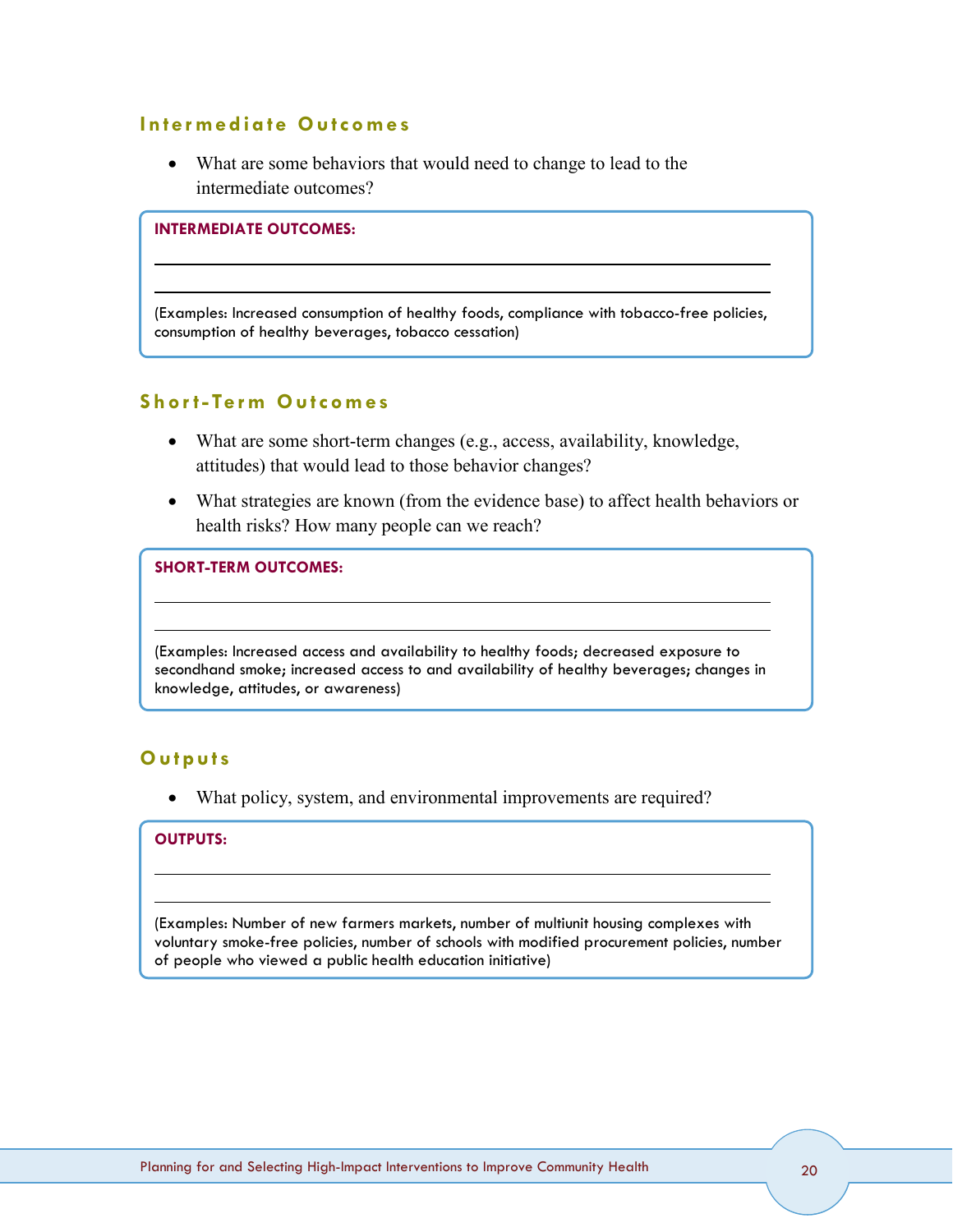## Intermediate Outcomes

- What are some behaviors that would need to change to lead to the intermediate outcomes?

**INTERMEDIATE OUTCOMES:**

\_\_\_\_\_\_\_\_\_\_\_\_\_\_\_\_\_\_\_\_\_\_\_\_\_\_\_\_\_\_\_\_\_\_\_\_\_\_\_\_\_\_\_\_\_\_\_\_\_\_\_\_\_\_\_\_\_\_\_\_

\_\_\_\_\_\_\_\_\_\_\_\_\_\_\_\_\_\_\_\_\_\_\_\_\_\_\_\_\_\_\_\_\_\_\_\_\_\_\_\_\_\_\_\_\_\_\_\_\_\_\_\_\_\_\_\_\_\_\_\_

(Examples: Increased consumption of healthy foods, compliance with tobacco-free policies, consumption of healthy beverages, tobacco cessation)

## Short-Term Outcomes

- What are some short-term changes (e.g., access, availability, knowledge, attitudes) that would lead to those behavior changes?
- What strategies are known (from the evidence base) to affect health behaviors or health risks? How many people can we reach?

**SHORT-TERM OUTCOMES:**

\_\_\_\_\_\_\_\_\_\_\_\_\_\_\_\_\_\_\_\_\_\_\_\_\_\_\_\_\_\_\_\_\_\_\_\_\_\_\_\_\_\_\_\_\_\_\_\_\_\_\_\_\_\_\_\_\_\_\_\_

\_\_\_\_\_\_\_\_\_\_\_\_\_\_\_\_\_\_\_\_\_\_\_\_\_\_\_\_\_\_\_\_\_\_\_\_\_\_\_\_\_\_\_\_\_\_\_\_\_\_\_\_\_\_\_\_\_\_\_\_

(Examples: Increased access and availability to healthy foods; decreased exposure to secondhand smoke; increased access to and availability of healthy beverages; changes in knowledge, attitudes, or awareness)

## Outputs

- What policy, system, and environmental improvements are required?

**OUTPUTS:**

\_\_\_\_\_\_\_\_\_\_\_\_\_\_\_\_\_\_\_\_\_\_\_\_\_\_\_\_\_\_\_\_\_\_\_\_\_\_\_\_\_\_\_\_\_\_\_\_\_\_\_\_\_\_\_\_\_\_\_\_

\_\_\_\_\_\_\_\_\_\_\_\_\_\_\_\_\_\_\_\_\_\_\_\_\_\_\_\_\_\_\_\_\_\_\_\_\_\_\_\_\_\_\_\_\_\_\_\_\_\_\_\_\_\_\_\_\_\_\_\_

(Examples: Number of new farmers markets, number of multiunit housing complexes with voluntary smoke-free policies, number of schools with modified procurement policies, number of people who viewed a public health education initiative)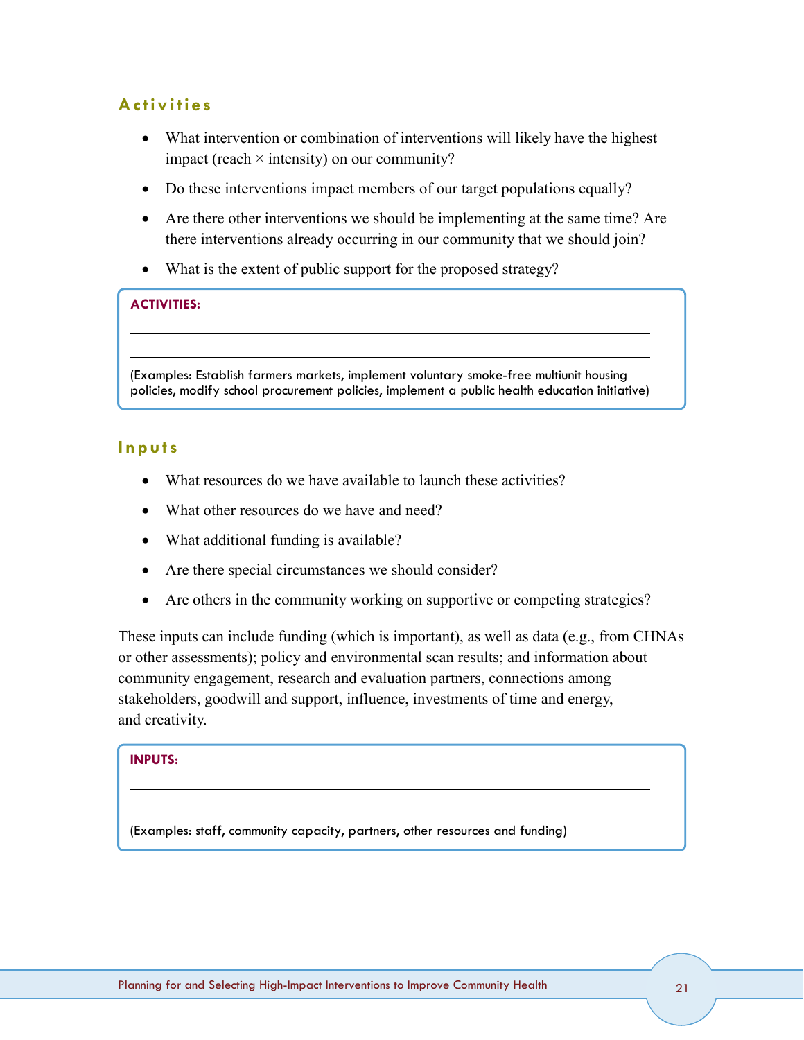## Activities

- What intervention or combination of interventions will likely have the highest impact (reach × intensity) on our community?
- Do these interventions impact members of our target populations equally?
- Are there other interventions we should be implementing at the same time? Are there interventions already occurring in our community that we should join?
- What is the extent of public support for the proposed strategy?

**ACTIVITIES:**

\_\_\_\_\_\_\_\_\_\_\_\_\_\_\_\_\_\_\_\_\_\_\_\_\_\_\_\_\_\_\_\_\_\_\_\_\_\_\_\_\_\_\_\_\_\_\_\_\_\_\_\_\_\_\_\_

\_\_\_\_\_\_\_\_\_\_\_\_\_\_\_\_\_\_\_\_\_\_\_\_\_\_\_\_\_\_\_\_\_\_\_\_\_\_\_\_\_\_\_\_\_\_\_\_\_\_\_\_\_\_\_\_

(Examples: Establish farmers markets, implement voluntary smoke-free multiunit housing policies, modify school procurement policies, implement a public health education initiative)

## Inputs

- What resources do we have available to launch these activities?
- What other resources do we have and need?
- What additional funding is available?
- Are there special circumstances we should consider?
- Are others in the community working on supportive or competing strategies?

These inputs can include funding (which is important), as well as data (e.g., from CHNAs or other assessments); policy and environmental scan results; and information about community engagement, research and evaluation partners, connections among stakeholders, goodwill and support, influence, investments of time and energy, and creativity.

**INPUTS:**

\_\_\_\_\_\_\_\_\_\_\_\_\_\_\_\_\_\_\_\_\_\_\_\_\_\_\_\_\_\_\_\_\_\_\_\_\_\_\_\_\_\_\_\_\_\_\_\_\_\_\_\_\_\_\_\_

\_\_\_\_\_\_\_\_\_\_\_\_\_\_\_\_\_\_\_\_\_\_\_\_\_\_\_\_\_\_\_\_\_\_\_\_\_\_\_\_\_\_\_\_\_\_\_\_\_\_\_\_\_\_\_\_

(Examples: staff, community capacity, partners, other resources and funding)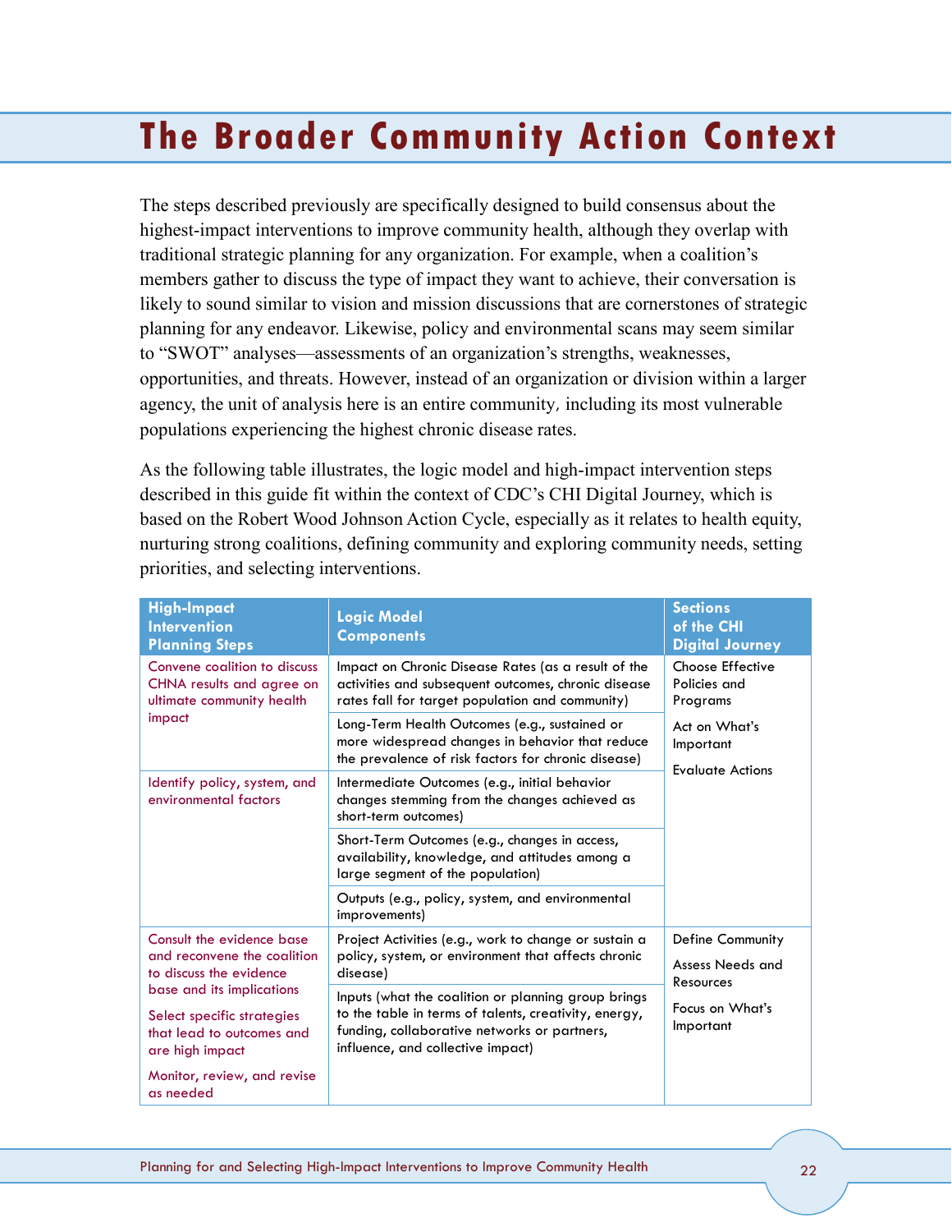# The Broader Community Action Context

The steps described previously are specifically designed to build consensus about the highest-impact interventions to improve community health, although they overlap with traditional strategic planning for any organization. For example, when a coalition's members gather to discuss the type of impact they want to achieve, their conversation is likely to sound similar to vision and mission discussions that are cornerstones of strategic planning for any endeavor. Likewise, policy and environmental scans may seem similar to "SWOT" analyses—assessments of an organization's strengths, weaknesses, opportunities, and threats. However, instead of an organization or division within a larger agency, the unit of analysis here is an entire community, including its most vulnerable populations experiencing the highest chronic disease rates.

As the following table illustrates, the logic model and high-impact intervention steps described in this guide fit within the context of CDC's CHI Digital Journey, which is based on the Robert Wood Johnson Action Cycle, especially as it relates to health equity, nurturing strong coalitions, defining community and exploring community needs, setting priorities, and selecting interventions.

| High-Impact Intervention Planning Steps | Logic Model Components | Sections of the CHI Digital Journey |
|---|---|---|
| Convene coalition to discuss CHNA results and agree on ultimate community health impact | Impact on Chronic Disease Rates (as a result of the activities and subsequent outcomes, chronic disease rates fall for target population and community) | Choose Effective Policies and Programs<br>Act on What's Important<br>Evaluate Actions |
| | Long-Term Health Outcomes (e.g., sustained or more widespread changes in behavior that reduce the prevalence of risk factors for chronic disease) | |
| Identify policy, system, and environmental factors | Intermediate Outcomes (e.g., initial behavior changes stemming from the changes achieved as short-term outcomes) | |
| | Short-Term Outcomes (e.g., changes in access, availability, knowledge, and attitudes among a large segment of the population) | |
| | Outputs (e.g., policy, system, and environmental improvements) | |
| Consult the evidence base and reconvene the coalition to discuss the evidence base and its implications<br>Select specific strategies that lead to outcomes and are high impact<br>Monitor, review, and revise as needed | Project Activities (e.g., work to change or sustain a policy, system, or environment that affects chronic disease) | Define Community<br>Assess Needs and Resources<br>Focus on What's Important |
| | Inputs (what the coalition or planning group brings to the table in terms of talents, creativity, energy, funding, collaborative networks or partners, influence, and collective impact) | |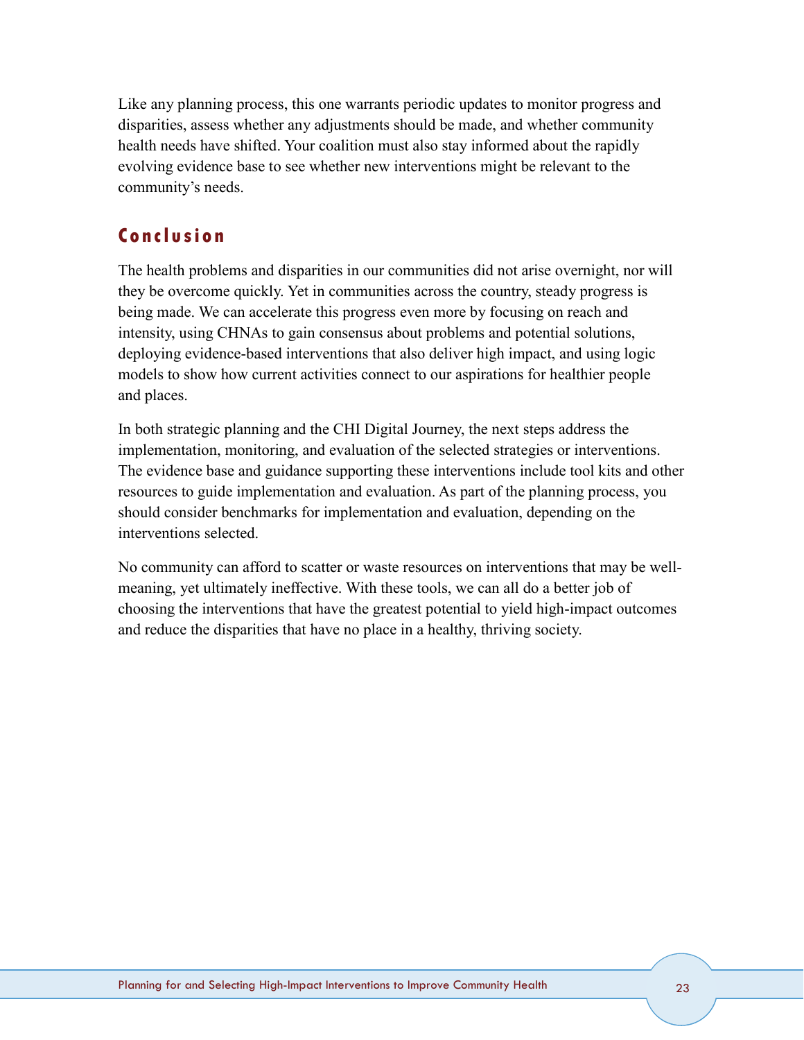Like any planning process, this one warrants periodic updates to monitor progress and disparities, assess whether any adjustments should be made, and whether community health needs have shifted. Your coalition must also stay informed about the rapidly evolving evidence base to see whether new interventions might be relevant to the community's needs.

## Conclusion

The health problems and disparities in our communities did not arise overnight, nor will they be overcome quickly. Yet in communities across the country, steady progress is being made. We can accelerate this progress even more by focusing on reach and intensity, using CHNAs to gain consensus about problems and potential solutions, deploying evidence-based interventions that also deliver high impact, and using logic models to show how current activities connect to our aspirations for healthier people and places.

In both strategic planning and the CHI Digital Journey, the next steps address the implementation, monitoring, and evaluation of the selected strategies or interventions. The evidence base and guidance supporting these interventions include tool kits and other resources to guide implementation and evaluation. As part of the planning process, you should consider benchmarks for implementation and evaluation, depending on the interventions selected.

No community can afford to scatter or waste resources on interventions that may be well-meaning, yet ultimately ineffective. With these tools, we can all do a better job of choosing the interventions that have the greatest potential to yield high-impact outcomes and reduce the disparities that have no place in a healthy, thriving society.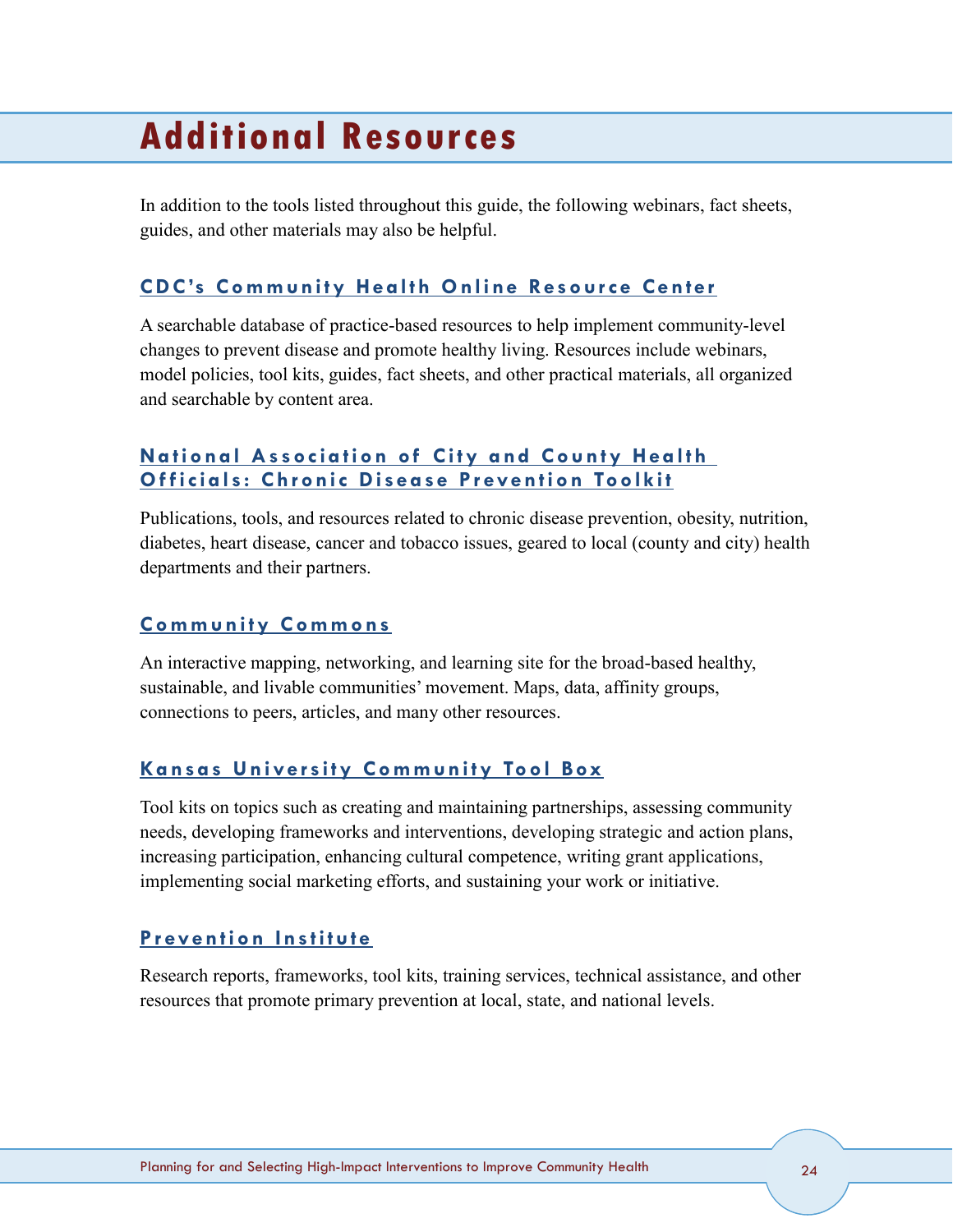# Additional Resources

In addition to the tools listed throughout this guide, the following webinars, fact sheets, guides, and other materials may also be helpful.

## CDC's Community Health Online Resource Center

A searchable database of practice-based resources to help implement community-level changes to prevent disease and promote healthy living. Resources include webinars, model policies, tool kits, guides, fact sheets, and other practical materials, all organized and searchable by content area.

## National Association of City and County Health Officials: Chronic Disease Prevention Toolkit

Publications, tools, and resources related to chronic disease prevention, obesity, nutrition, diabetes, heart disease, cancer and tobacco issues, geared to local (county and city) health departments and their partners.

## Community Commons

An interactive mapping, networking, and learning site for the broad-based healthy, sustainable, and livable communities' movement. Maps, data, affinity groups, connections to peers, articles, and many other resources.

## Kansas University Community Tool Box

Tool kits on topics such as creating and maintaining partnerships, assessing community needs, developing frameworks and interventions, developing strategic and action plans, increasing participation, enhancing cultural competence, writing grant applications, implementing social marketing efforts, and sustaining your work or initiative.

## Prevention Institute

Research reports, frameworks, tool kits, training services, technical assistance, and other resources that promote primary prevention at local, state, and national levels.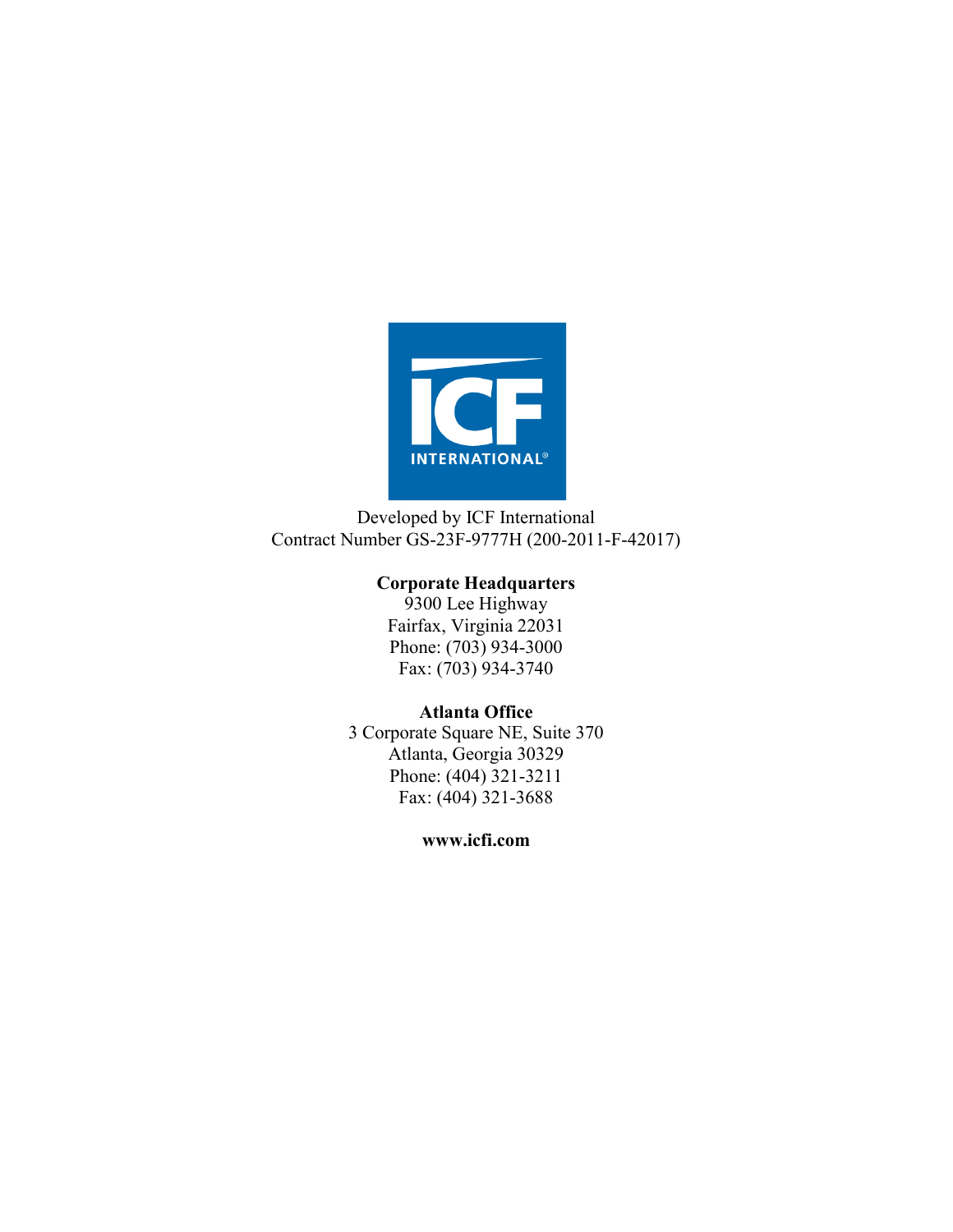ICF INTERNATIONAL®

Developed by ICF International
Contract Number GS-23F-9777H (200-2011-F-42017)

**Corporate Headquarters**
9300 Lee Highway
Fairfax, Virginia 22031
Phone: (703) 934-3000
Fax: (703) 934-3740

**Atlanta Office**
3 Corporate Square NE, Suite 370
Atlanta, Georgia 30329
Phone: (404) 321-3211
Fax: (404) 321-3688

**www.icfi.com**